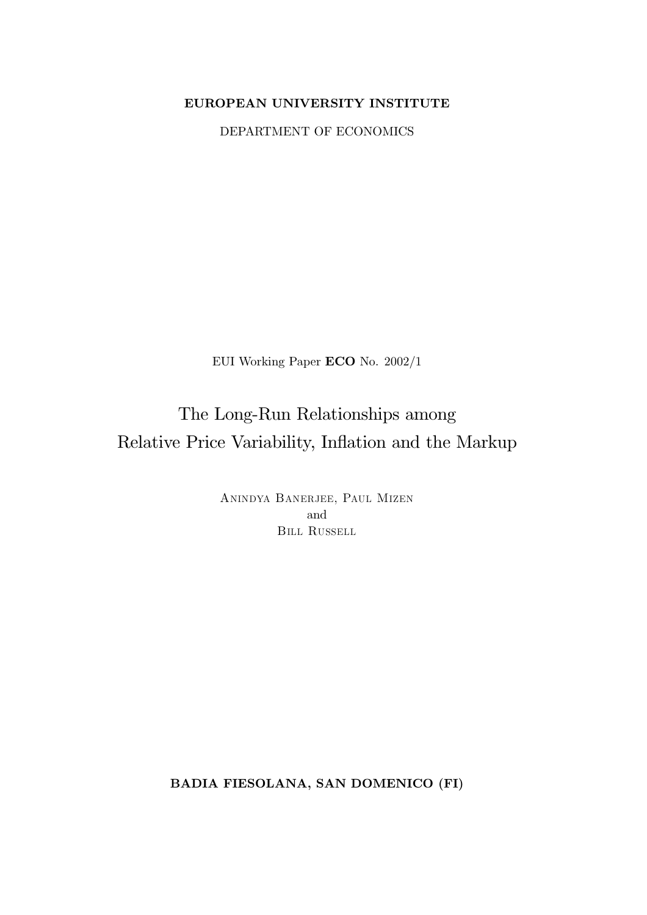**EUROPEAN UNIVERSITY INSTITUTE**

DEPARTMENT OF ECONOMICS

EUI Working Paper **ECO** No. 2002/1

# The Long-Run Relationships among Relative Price Variability, Inflation and the Markup

Anindya Banerjee, Paul Mizen
and
Bill Russell

**BADIA FIESOLANA, SAN DOMENICO (FI)**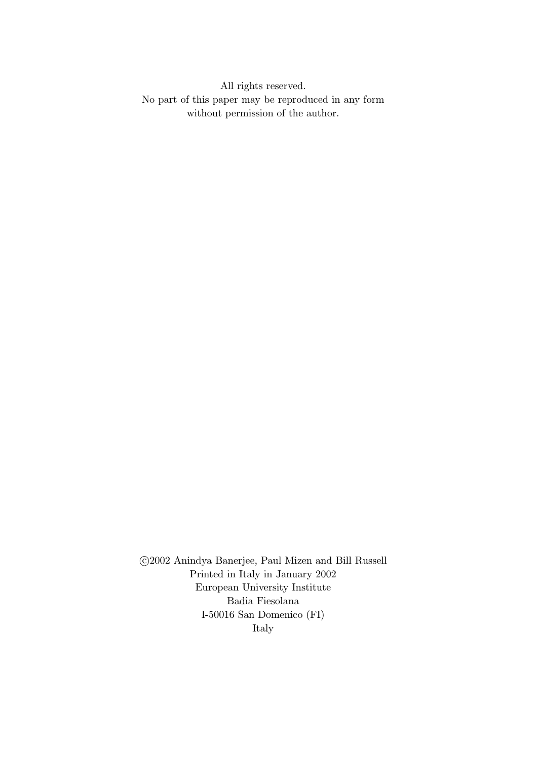All rights reserved.
No part of this paper may be reproduced in any form
without permission of the author.

©2002 Anindya Banerjee, Paul Mizen and Bill Russell
Printed in Italy in January 2002
European University Institute
Badia Fiesolana
I-50016 San Domenico (FI)
Italy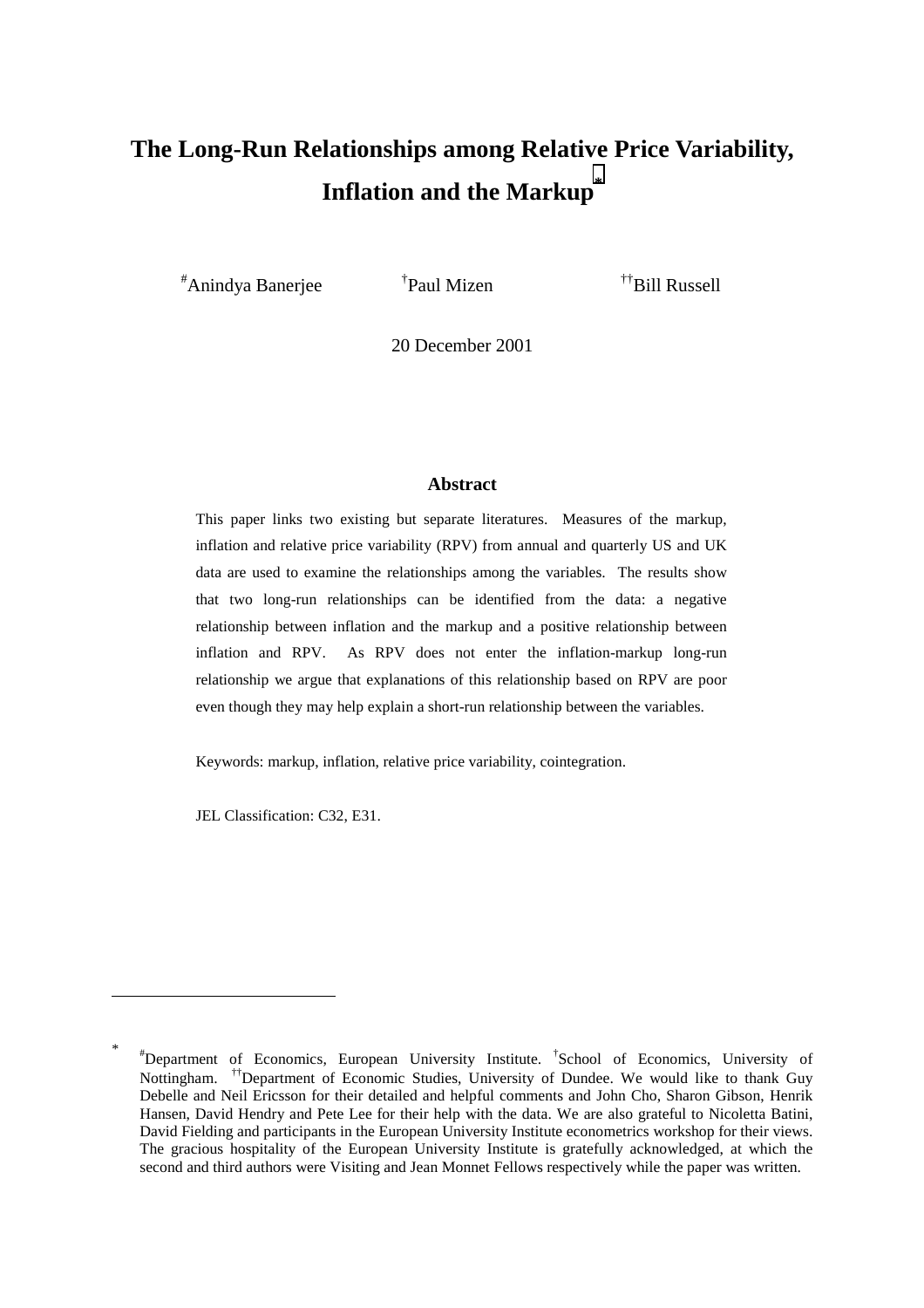# The Long-Run Relationships among Relative Price Variability, Inflation and the Markup*

[#]Anindya Banerjee [†]Paul Mizen [††]Bill Russell

20 December 2001

## Abstract

This paper links two existing but separate literatures. Measures of the markup, inflation and relative price variability (RPV) from annual and quarterly US and UK data are used to examine the relationships among the variables. The results show that two long-run relationships can be identified from the data: a negative relationship between inflation and the markup and a positive relationship between inflation and RPV. As RPV does not enter the inflation-markup long-run relationship we argue that explanations of this relationship based on RPV are poor even though they may help explain a short-run relationship between the variables.

Keywords: markup, inflation, relative price variability, cointegration.

JEL Classification: C32, E31.

---

\* [#]Department of Economics, European University Institute. [†]School of Economics, University of Nottingham. [††]Department of Economic Studies, University of Dundee. We would like to thank Guy Debelle and Neil Ericsson for their detailed and helpful comments and John Cho, Sharon Gibson, Henrik Hansen, David Hendry and Pete Lee for their help with the data. We are also grateful to Nicoletta Batini, David Fielding and participants in the European University Institute econometrics workshop for their views. The gracious hospitality of the European University Institute is gratefully acknowledged, at which the second and third authors were Visiting and Jean Monnet Fellows respectively while the paper was written.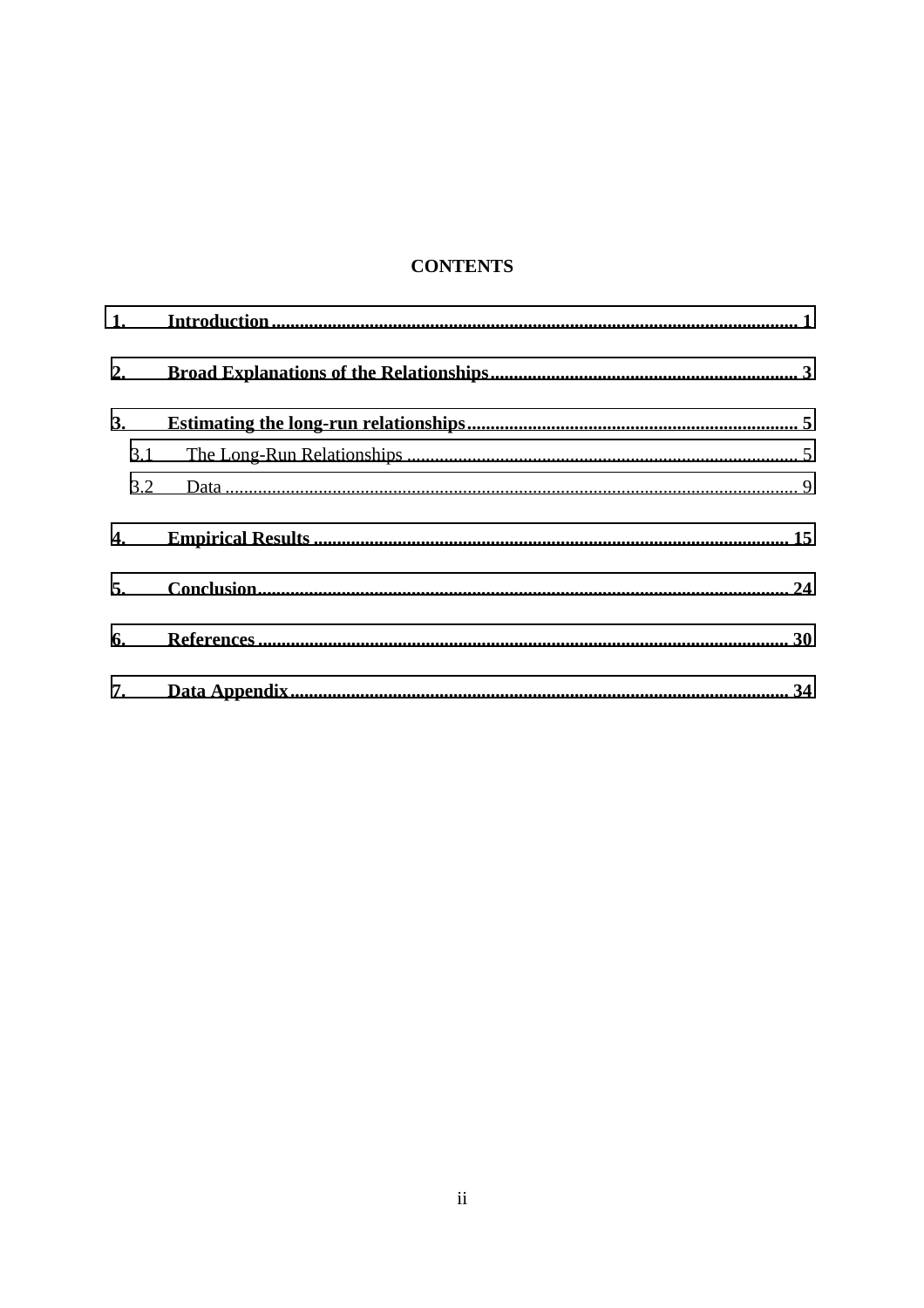# CONTENTS

**1. Introduction** .................................................................................................................. **1**

**2. Broad Explanations of the Relationships** ................................................................. **3**

**3. Estimating the long-run relationships** ...................................................................... **5**

3.1 The Long-Run Relationships ..................................................................................... 5

3.2 Data ........................................................................................................................... 9

**4. Empirical Results** ..................................................................................................... **15**

**5. Conclusion** ................................................................................................................ **24**

**6. References** ................................................................................................................ **30**

**7. Data Appendix** .......................................................................................................... **34**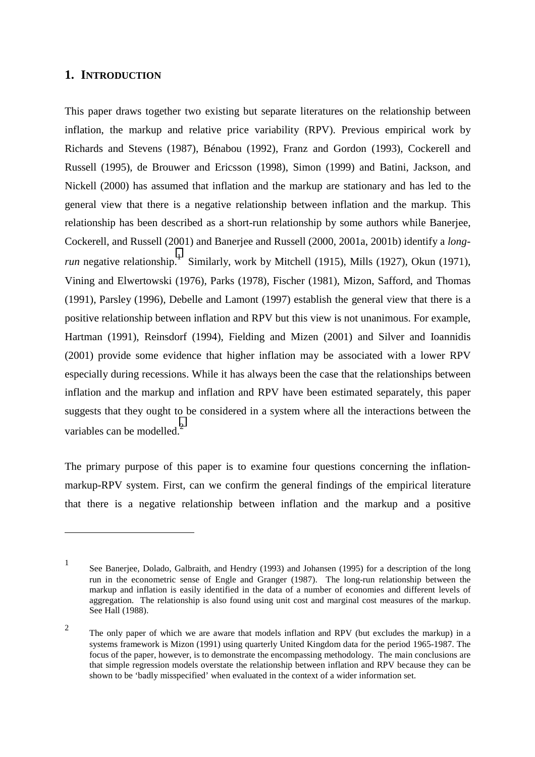## 1. INTRODUCTION

This paper draws together two existing but separate literatures on the relationship between inflation, the markup and relative price variability (RPV). Previous empirical work by Richards and Stevens (1987), Bénabou (1992), Franz and Gordon (1993), Cockerell and Russell (1995), de Brouwer and Ericsson (1998), Simon (1999) and Batini, Jackson, and Nickell (2000) has assumed that inflation and the markup are stationary and has led to the general view that there is a negative relationship between inflation and the markup. This relationship has been described as a short-run relationship by some authors while Banerjee, Cockerell, and Russell (2001) and Banerjee and Russell (2000, 2001a, 2001b) identify a *long-run* negative relationship.[1] Similarly, work by Mitchell (1915), Mills (1927), Okun (1971), Vining and Elwertowski (1976), Parks (1978), Fischer (1981), Mizon, Safford, and Thomas (1991), Parsley (1996), Debelle and Lamont (1997) establish the general view that there is a positive relationship between inflation and RPV but this view is not unanimous. For example, Hartman (1991), Reinsdorf (1994), Fielding and Mizen (2001) and Silver and Ioannidis (2001) provide some evidence that higher inflation may be associated with a lower RPV especially during recessions. While it has always been the case that the relationships between inflation and the markup and inflation and RPV have been estimated separately, this paper suggests that they ought to be considered in a system where all the interactions between the variables can be modelled.[2]

The primary purpose of this paper is to examine four questions concerning the inflation-markup-RPV system. First, can we confirm the general findings of the empirical literature that there is a negative relationship between inflation and the markup and a positive

---

[1] See Banerjee, Dolado, Galbraith, and Hendry (1993) and Johansen (1995) for a description of the long run in the econometric sense of Engle and Granger (1987). The long-run relationship between the markup and inflation is easily identified in the data of a number of economies and different levels of aggregation. The relationship is also found using unit cost and marginal cost measures of the markup. See Hall (1988).

[2] The only paper of which we are aware that models inflation and RPV (but excludes the markup) in a systems framework is Mizon (1991) using quarterly United Kingdom data for the period 1965-1987. The focus of the paper, however, is to demonstrate the encompassing methodology. The main conclusions are that simple regression models overstate the relationship between inflation and RPV because they can be shown to be 'badly misspecified' when evaluated in the context of a wider information set.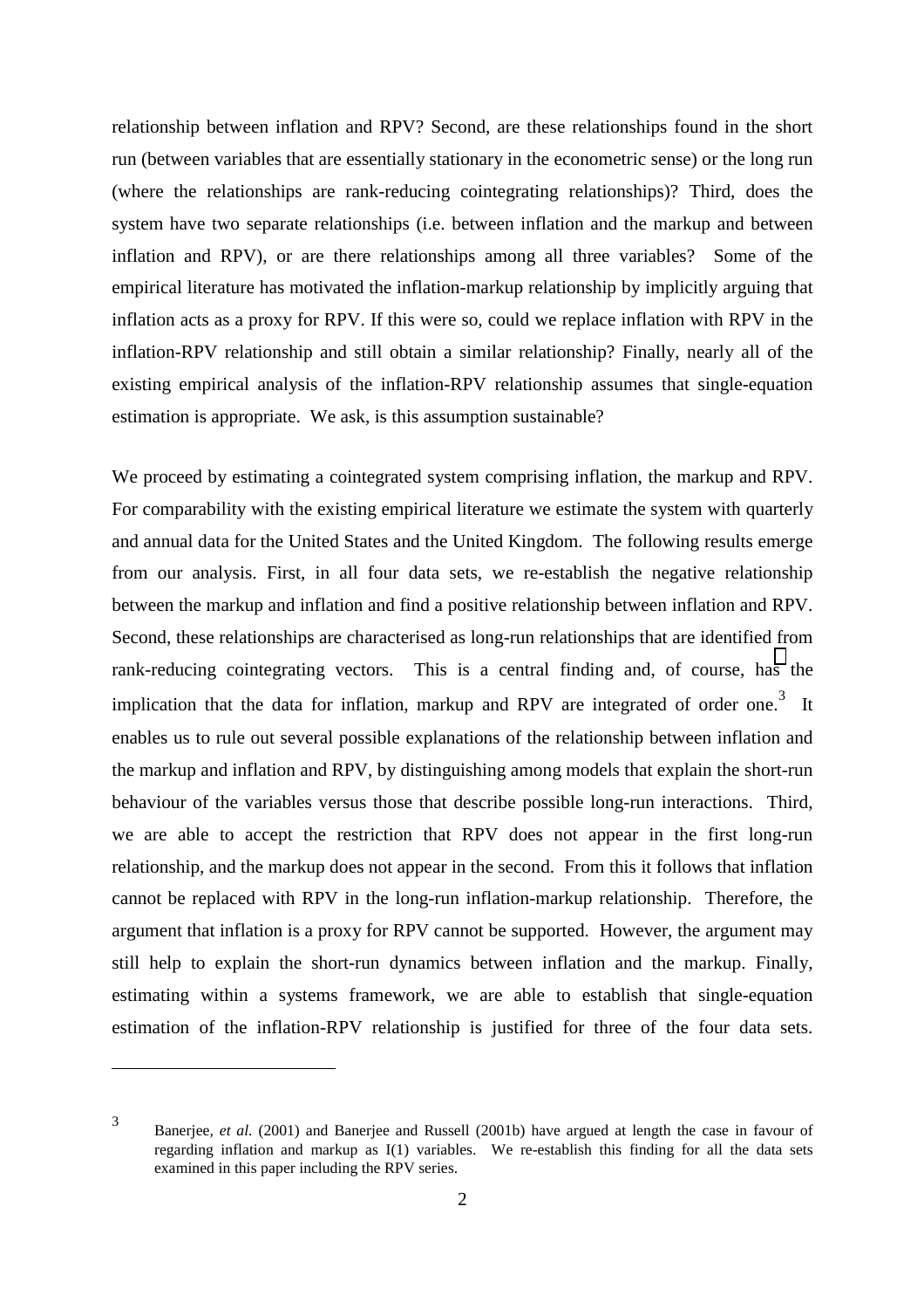relationship between inflation and RPV? Second, are these relationships found in the short run (between variables that are essentially stationary in the econometric sense) or the long run (where the relationships are rank-reducing cointegrating relationships)? Third, does the system have two separate relationships (i.e. between inflation and the markup and between inflation and RPV), or are there relationships among all three variables? Some of the empirical literature has motivated the inflation-markup relationship by implicitly arguing that inflation acts as a proxy for RPV. If this were so, could we replace inflation with RPV in the inflation-RPV relationship and still obtain a similar relationship? Finally, nearly all of the existing empirical analysis of the inflation-RPV relationship assumes that single-equation estimation is appropriate. We ask, is this assumption sustainable?

We proceed by estimating a cointegrated system comprising inflation, the markup and RPV. For comparability with the existing empirical literature we estimate the system with quarterly and annual data for the United States and the United Kingdom. The following results emerge from our analysis. First, in all four data sets, we re-establish the negative relationship between the markup and inflation and find a positive relationship between inflation and RPV. Second, these relationships are characterised as long-run relationships that are identified from rank-reducing cointegrating vectors. This is a central finding and, of course, has the implication that the data for inflation, markup and RPV are integrated of order one.[3] It enables us to rule out several possible explanations of the relationship between inflation and the markup and inflation and RPV, by distinguishing among models that explain the short-run behaviour of the variables versus those that describe possible long-run interactions. Third, we are able to accept the restriction that RPV does not appear in the first long-run relationship, and the markup does not appear in the second. From this it follows that inflation cannot be replaced with RPV in the long-run inflation-markup relationship. Therefore, the argument that inflation is a proxy for RPV cannot be supported. However, the argument may still help to explain the short-run dynamics between inflation and the markup. Finally, estimating within a systems framework, we are able to establish that single-equation estimation of the inflation-RPV relationship is justified for three of the four data sets.

---

[3] Banerjee, *et al.* (2001) and Banerjee and Russell (2001b) have argued at length the case in favour of regarding inflation and markup as I(1) variables. We re-establish this finding for all the data sets examined in this paper including the RPV series.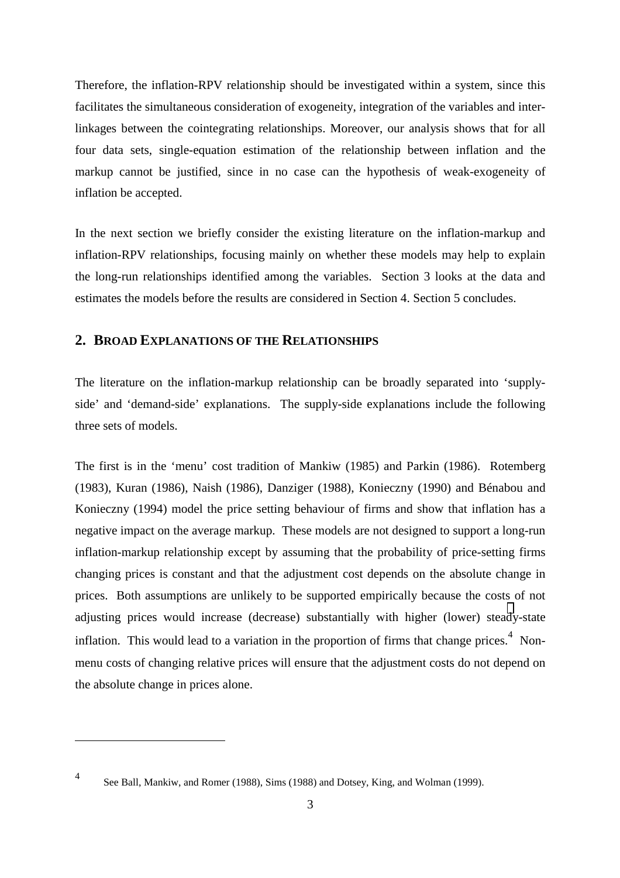Therefore, the inflation-RPV relationship should be investigated within a system, since this facilitates the simultaneous consideration of exogeneity, integration of the variables and inter-linkages between the cointegrating relationships. Moreover, our analysis shows that for all four data sets, single-equation estimation of the relationship between inflation and the markup cannot be justified, since in no case can the hypothesis of weak-exogeneity of inflation be accepted.

In the next section we briefly consider the existing literature on the inflation-markup and inflation-RPV relationships, focusing mainly on whether these models may help to explain the long-run relationships identified among the variables. Section 3 looks at the data and estimates the models before the results are considered in Section 4. Section 5 concludes.

## 2. BROAD EXPLANATIONS OF THE RELATIONSHIPS

The literature on the inflation-markup relationship can be broadly separated into 'supply-side' and 'demand-side' explanations. The supply-side explanations include the following three sets of models.

The first is in the 'menu' cost tradition of Mankiw (1985) and Parkin (1986). Rotemberg (1983), Kuran (1986), Naish (1986), Danziger (1988), Konieczny (1990) and Bénabou and Konieczny (1994) model the price setting behaviour of firms and show that inflation has a negative impact on the average markup. These models are not designed to support a long-run inflation-markup relationship except by assuming that the probability of price-setting firms changing prices is constant and that the adjustment cost depends on the absolute change in prices. Both assumptions are unlikely to be supported empirically because the costs of not adjusting prices would increase (decrease) substantially with higher (lower) steady-state inflation. This would lead to a variation in the proportion of firms that change prices.[4] Non-menu costs of changing relative prices will ensure that the adjustment costs do not depend on the absolute change in prices alone.

---

[4] See Ball, Mankiw, and Romer (1988), Sims (1988) and Dotsey, King, and Wolman (1999).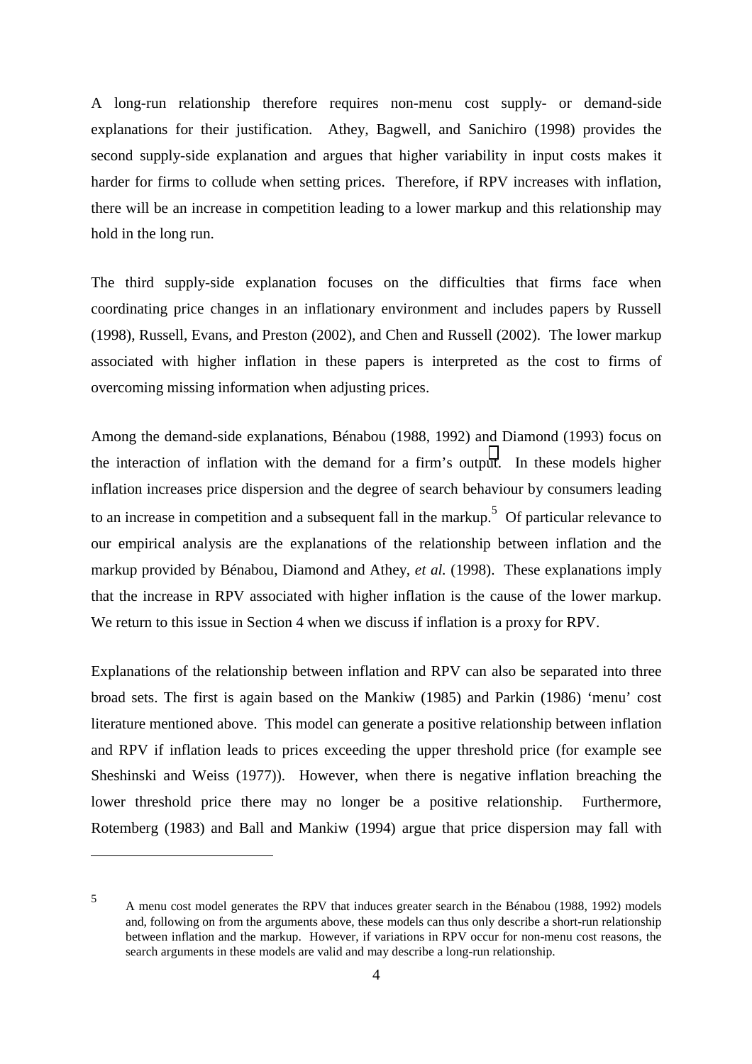A long-run relationship therefore requires non-menu cost supply- or demand-side explanations for their justification. Athey, Bagwell, and Sanichiro (1998) provides the second supply-side explanation and argues that higher variability in input costs makes it harder for firms to collude when setting prices. Therefore, if RPV increases with inflation, there will be an increase in competition leading to a lower markup and this relationship may hold in the long run.

The third supply-side explanation focuses on the difficulties that firms face when coordinating price changes in an inflationary environment and includes papers by Russell (1998), Russell, Evans, and Preston (2002), and Chen and Russell (2002). The lower markup associated with higher inflation in these papers is interpreted as the cost to firms of overcoming missing information when adjusting prices.

Among the demand-side explanations, Bénabou (1988, 1992) and Diamond (1993) focus on the interaction of inflation with the demand for a firm's output. In these models higher inflation increases price dispersion and the degree of search behaviour by consumers leading to an increase in competition and a subsequent fall in the markup.[5] Of particular relevance to our empirical analysis are the explanations of the relationship between inflation and the markup provided by Bénabou, Diamond and Athey, *et al.* (1998). These explanations imply that the increase in RPV associated with higher inflation is the cause of the lower markup. We return to this issue in Section 4 when we discuss if inflation is a proxy for RPV.

Explanations of the relationship between inflation and RPV can also be separated into three broad sets. The first is again based on the Mankiw (1985) and Parkin (1986) 'menu' cost literature mentioned above. This model can generate a positive relationship between inflation and RPV if inflation leads to prices exceeding the upper threshold price (for example see Sheshinski and Weiss (1977)). However, when there is negative inflation breaching the lower threshold price there may no longer be a positive relationship. Furthermore, Rotemberg (1983) and Ball and Mankiw (1994) argue that price dispersion may fall with

---

[5] A menu cost model generates the RPV that induces greater search in the Bénabou (1988, 1992) models and, following on from the arguments above, these models can thus only describe a short-run relationship between inflation and the markup. However, if variations in RPV occur for non-menu cost reasons, the search arguments in these models are valid and may describe a long-run relationship.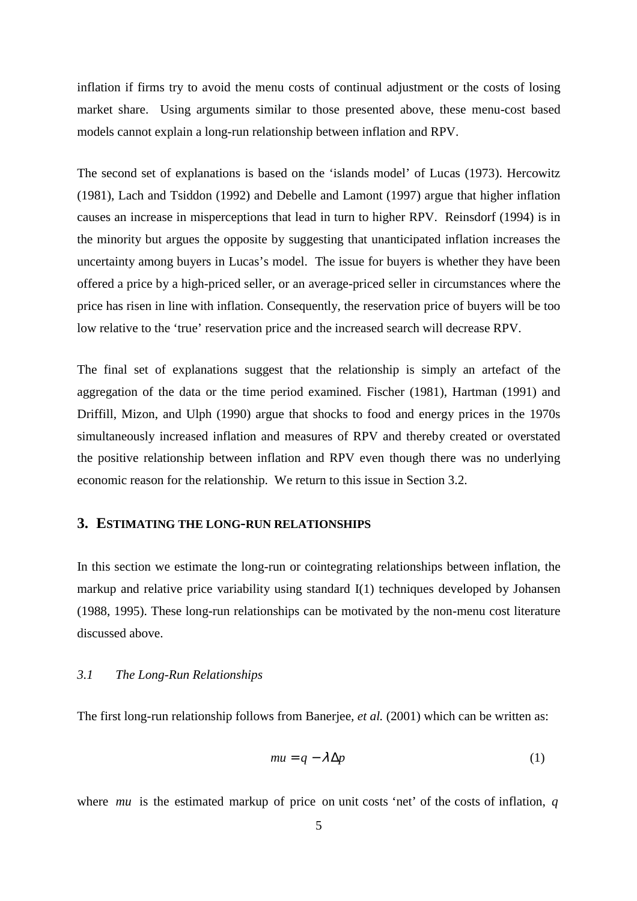inflation if firms try to avoid the menu costs of continual adjustment or the costs of losing market share. Using arguments similar to those presented above, these menu-cost based models cannot explain a long-run relationship between inflation and RPV.

The second set of explanations is based on the 'islands model' of Lucas (1973). Hercowitz (1981), Lach and Tsiddon (1992) and Debelle and Lamont (1997) argue that higher inflation causes an increase in misperceptions that lead in turn to higher RPV. Reinsdorf (1994) is in the minority but argues the opposite by suggesting that unanticipated inflation increases the uncertainty among buyers in Lucas's model. The issue for buyers is whether they have been offered a price by a high-priced seller, or an average-priced seller in circumstances where the price has risen in line with inflation. Consequently, the reservation price of buyers will be too low relative to the 'true' reservation price and the increased search will decrease RPV.

The final set of explanations suggest that the relationship is simply an artefact of the aggregation of the data or the time period examined. Fischer (1981), Hartman (1991) and Driffill, Mizon, and Ulph (1990) argue that shocks to food and energy prices in the 1970s simultaneously increased inflation and measures of RPV and thereby created or overstated the positive relationship between inflation and RPV even though there was no underlying economic reason for the relationship. We return to this issue in Section 3.2.

## 3. ESTIMATING THE LONG-RUN RELATIONSHIPS

In this section we estimate the long-run or cointegrating relationships between inflation, the markup and relative price variability using standard I(1) techniques developed by Johansen (1988, 1995). These long-run relationships can be motivated by the non-menu cost literature discussed above.

### *3.1 The Long-Run Relationships*

The first long-run relationship follows from Banerjee, *et al.* (2001) which can be written as:

$$mu = q - \lambda \Delta p \tag{1}$$

where $mu$ is the estimated markup of price on unit costs 'net' of the costs of inflation, $q$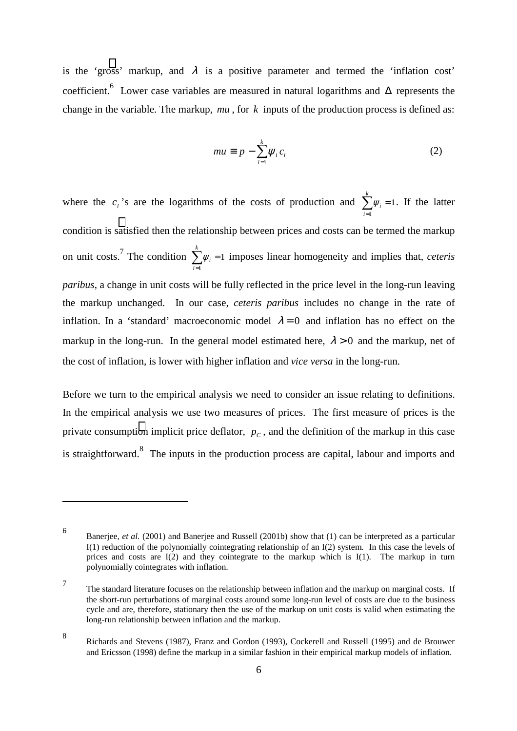is the 'gross' markup, and $\lambda$ is a positive parameter and termed the 'inflation cost' coefficient.[6] Lower case variables are measured in natural logarithms and $\Delta$ represents the change in the variable. The markup, $mu$, for $k$ inputs of the production process is defined as:

$$mu \equiv p - \sum_{i=1}^{k} \psi_i c_i \tag{2}$$

where the $c_i$'s are the logarithms of the costs of production and $\sum_{i=1}^{k} \psi_i = 1$. If the latter condition is satisfied then the relationship between prices and costs can be termed the markup on unit costs.[7] The condition $\sum_{i=1}^{k} \psi_i = 1$ imposes linear homogeneity and implies that, *ceteris paribus*, a change in unit costs will be fully reflected in the price level in the long-run leaving the markup unchanged. In our case, *ceteris paribus* includes no change in the rate of inflation. In a 'standard' macroeconomic model $\lambda = 0$ and inflation has no effect on the markup in the long-run. In the general model estimated here, $\lambda > 0$ and the markup, net of the cost of inflation, is lower with higher inflation and *vice versa* in the long-run.

Before we turn to the empirical analysis we need to consider an issue relating to definitions. In the empirical analysis we use two measures of prices. The first measure of prices is the private consumption implicit price deflator, $p_C$, and the definition of the markup in this case is straightforward.[8] The inputs in the production process are capital, labour and imports and

---

[6] Banerjee, *et al.* (2001) and Banerjee and Russell (2001b) show that (1) can be interpreted as a particular I(1) reduction of the polynomially cointegrating relationship of an I(2) system. In this case the levels of prices and costs are I(2) and they cointegrate to the markup which is I(1). The markup in turn polynomially cointegrates with inflation.

[7] The standard literature focuses on the relationship between inflation and the markup on marginal costs. If the short-run perturbations of marginal costs around some long-run level of costs are due to the business cycle and are, therefore, stationary then the use of the markup on unit costs is valid when estimating the long-run relationship between inflation and the markup.

[8] Richards and Stevens (1987), Franz and Gordon (1993), Cockerell and Russell (1995) and de Brouwer and Ericsson (1998) define the markup in a similar fashion in their empirical markup models of inflation.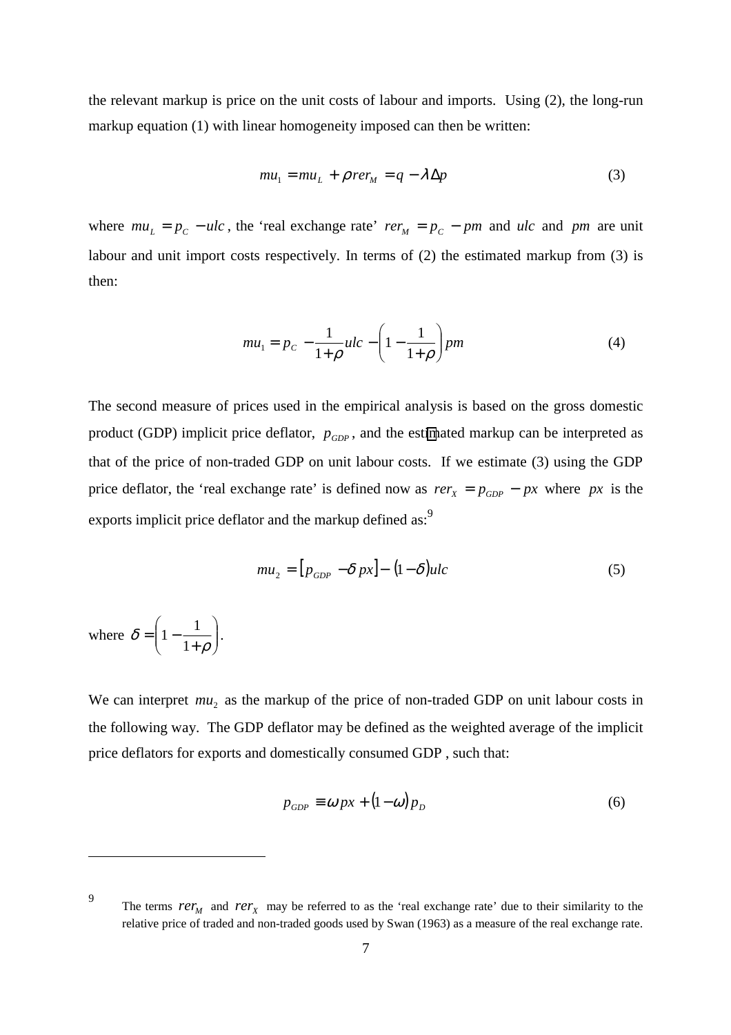the relevant markup is price on the unit costs of labour and imports. Using (2), the long-run markup equation (1) with linear homogeneity imposed can then be written:

$$mu_1 = mu_L + \rho rer_M = q - \lambda \Delta p \tag{3}$$

where $mu_L = p_C - ulc$, the 'real exchange rate' $rer_M = p_C - pm$ and $ulc$ and $pm$ are unit labour and unit import costs respectively. In terms of (2) the estimated markup from (3) is then:

$$mu_1 = p_C - \frac{1}{1+\rho} ulc - \left(1 - \frac{1}{1+\rho}\right) pm \tag{4}$$

The second measure of prices used in the empirical analysis is based on the gross domestic product (GDP) implicit price deflator, $p_{GDP}$, and the estimated markup can be interpreted as that of the price of non-traded GDP on unit labour costs. If we estimate (3) using the GDP price deflator, the 'real exchange rate' is defined now as $rer_X = p_{GDP} - px$ where $px$ is the exports implicit price deflator and the markup defined as:[9]

$$mu_2 = \left[p_{GDP} - \delta\, px\right] - (1 - \delta) ulc \tag{5}$$

where $\delta = \left(1 - \frac{1}{1+\rho}\right)$.

We can interpret $mu_2$ as the markup of the price of non-traded GDP on unit labour costs in the following way. The GDP deflator may be defined as the weighted average of the implicit price deflators for exports and domestically consumed GDP , such that:

$$p_{GDP} \equiv \omega\, px + (1 - \omega)\, p_D \tag{6}$$

---

[9] The terms $rer_M$ and $rer_X$ may be referred to as the 'real exchange rate' due to their similarity to the relative price of traded and non-traded goods used by Swan (1963) as a measure of the real exchange rate.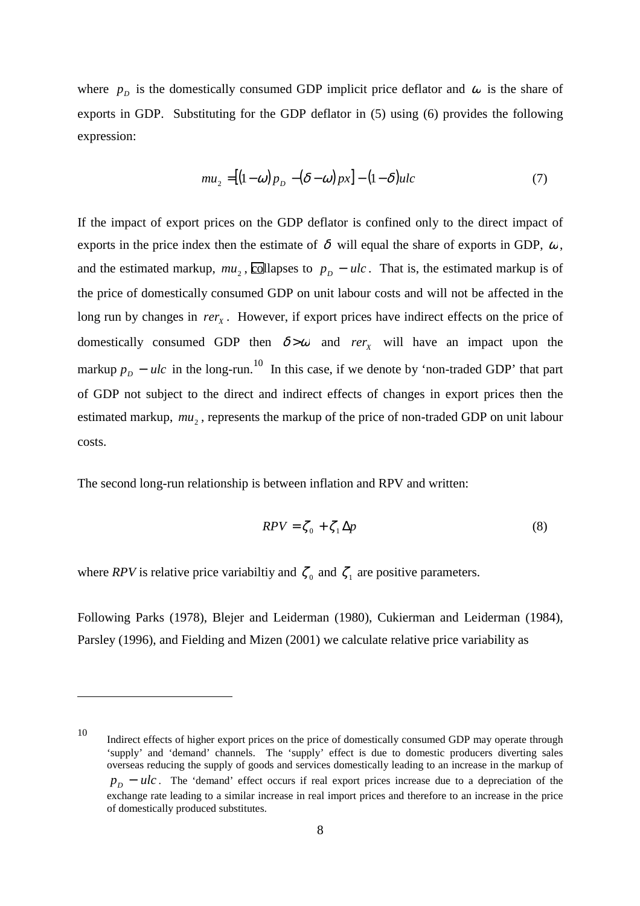where $p_D$ is the domestically consumed GDP implicit price deflator and $\omega$ is the share of exports in GDP. Substituting for the GDP deflator in (5) using (6) provides the following expression:

$$mu_2 = [(1-\omega)p_D - (\delta - \omega)px] - (1-\delta)ulc \tag{7}$$

If the impact of export prices on the GDP deflator is confined only to the direct impact of exports in the price index then the estimate of $\delta$ will equal the share of exports in GDP, $\omega$, and the estimated markup, $mu_2$, collapses to $p_D - ulc$. That is, the estimated markup is of the price of domestically consumed GDP on unit labour costs and will not be affected in the long run by changes in $rer_X$. However, if export prices have indirect effects on the price of domestically consumed GDP then $\delta > \omega$ and $rer_X$ will have an impact upon the markup $p_D - ulc$ in the long-run.[10] In this case, if we denote by 'non-traded GDP' that part of GDP not subject to the direct and indirect effects of changes in export prices then the estimated markup, $mu_2$, represents the markup of the price of non-traded GDP on unit labour costs.

The second long-run relationship is between inflation and RPV and written:

$$RPV = \zeta_0 + \zeta_1 \Delta p \tag{8}$$

where *RPV* is relative price variabiltiy and $\zeta_0$ and $\zeta_1$ are positive parameters.

Following Parks (1978), Blejer and Leiderman (1980), Cukierman and Leiderman (1984), Parsley (1996), and Fielding and Mizen (2001) we calculate relative price variability as

---

[10] Indirect effects of higher export prices on the price of domestically consumed GDP may operate through 'supply' and 'demand' channels. The 'supply' effect is due to domestic producers diverting sales overseas reducing the supply of goods and services domestically leading to an increase in the markup of $p_D - ulc$. The 'demand' effect occurs if real export prices increase due to a depreciation of the exchange rate leading to a similar increase in real import prices and therefore to an increase in the price of domestically produced substitutes.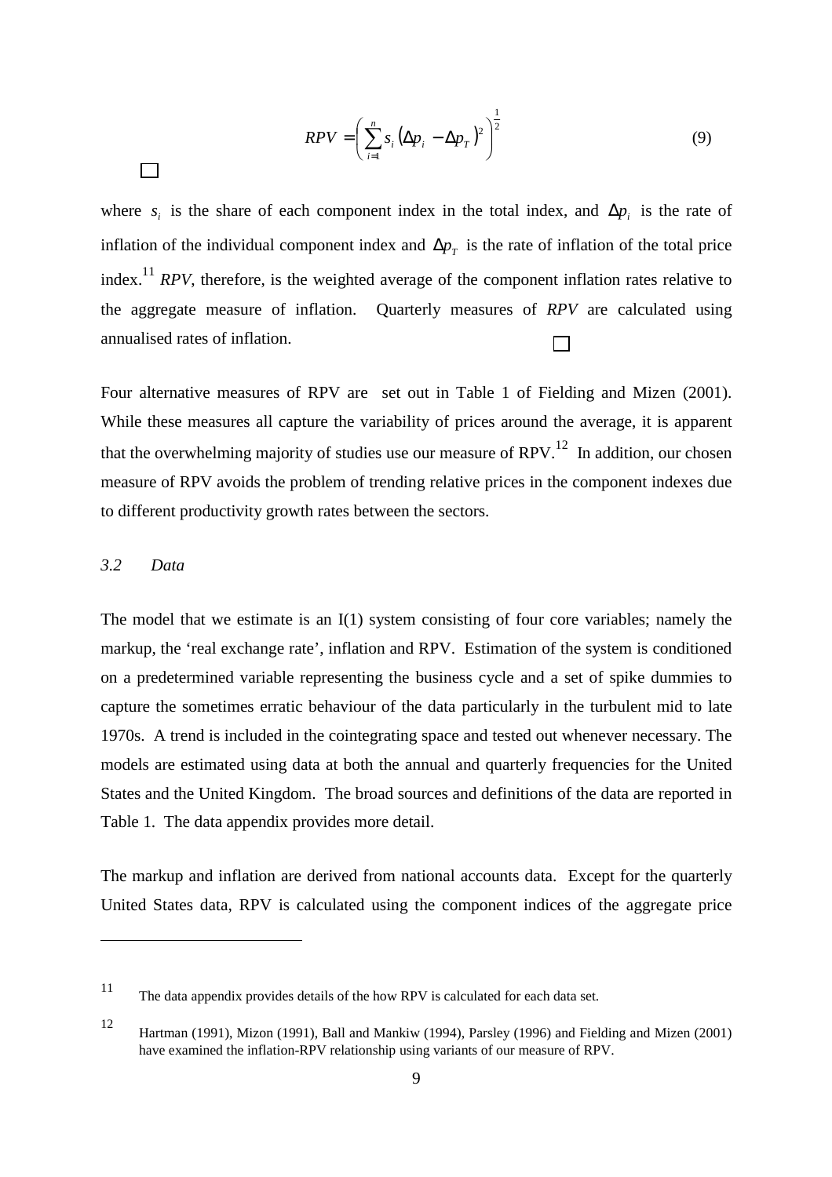$$RPV = \left( \sum_{i=1}^{n} s_i \left( \Delta p_i - \Delta p_T \right)^2 \right)^{\frac{1}{2}} \tag{9}$$

where $s_i$ is the share of each component index in the total index, and $\Delta p_i$ is the rate of inflation of the individual component index and $\Delta p_T$ is the rate of inflation of the total price index.[11] *RPV*, therefore, is the weighted average of the component inflation rates relative to the aggregate measure of inflation. Quarterly measures of *RPV* are calculated using annualised rates of inflation.

Four alternative measures of RPV are set out in Table 1 of Fielding and Mizen (2001). While these measures all capture the variability of prices around the average, it is apparent that the overwhelming majority of studies use our measure of RPV.[12] In addition, our chosen measure of RPV avoids the problem of trending relative prices in the component indexes due to different productivity growth rates between the sectors.

### *3.2 Data*

The model that we estimate is an I(1) system consisting of four core variables; namely the markup, the 'real exchange rate', inflation and RPV. Estimation of the system is conditioned on a predetermined variable representing the business cycle and a set of spike dummies to capture the sometimes erratic behaviour of the data particularly in the turbulent mid to late 1970s. A trend is included in the cointegrating space and tested out whenever necessary. The models are estimated using data at both the annual and quarterly frequencies for the United States and the United Kingdom. The broad sources and definitions of the data are reported in Table 1. The data appendix provides more detail.

The markup and inflation are derived from national accounts data. Except for the quarterly United States data, RPV is calculated using the component indices of the aggregate price

---

[11] The data appendix provides details of the how RPV is calculated for each data set.

[12] Hartman (1991), Mizon (1991), Ball and Mankiw (1994), Parsley (1996) and Fielding and Mizen (2001) have examined the inflation-RPV relationship using variants of our measure of RPV.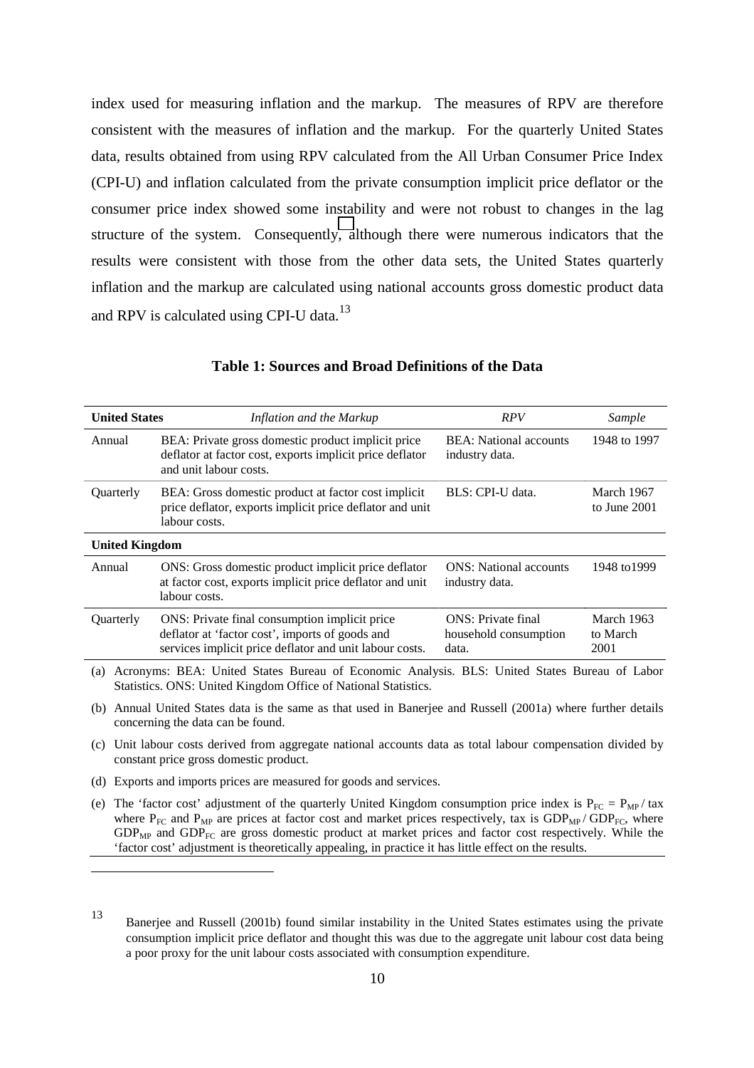index used for measuring inflation and the markup. The measures of RPV are therefore consistent with the measures of inflation and the markup. For the quarterly United States data, results obtained from using RPV calculated from the All Urban Consumer Price Index (CPI-U) and inflation calculated from the private consumption implicit price deflator or the consumer price index showed some instability and were not robust to changes in the lag structure of the system. Consequently, although there were numerous indicators that the results were consistent with those from the other data sets, the United States quarterly inflation and the markup are calculated using national accounts gross domestic product data and RPV is calculated using CPI-U data.[13]

**Table 1: Sources and Broad Definitions of the Data**

| **United States** | *Inflation and the Markup* | *RPV* | *Sample* |
|---|---|---|---|
| Annual | BEA: Private gross domestic product implicit price deflator at factor cost, exports implicit price deflator and unit labour costs. | BEA: National accounts industry data. | 1948 to 1997 |
| Quarterly | BEA: Gross domestic product at factor cost implicit price deflator, exports implicit price deflator and unit labour costs. | BLS: CPI-U data. | March 1967 to June 2001 |
| **United Kingdom** | | | |
| Annual | ONS: Gross domestic product implicit price deflator at factor cost, exports implicit price deflator and unit labour costs. | ONS: National accounts industry data. | 1948 to1999 |
| Quarterly | ONS: Private final consumption implicit price deflator at 'factor cost', imports of goods and services implicit price deflator and unit labour costs. | ONS: Private final household consumption data. | March 1963 to March 2001 |

(a) Acronyms: BEA: United States Bureau of Economic Analysis. BLS: United States Bureau of Labor Statistics. ONS: United Kingdom Office of National Statistics.

(b) Annual United States data is the same as that used in Banerjee and Russell (2001a) where further details concerning the data can be found.

(c) Unit labour costs derived from aggregate national accounts data as total labour compensation divided by constant price gross domestic product.

(d) Exports and imports prices are measured for goods and services.

(e) The 'factor cost' adjustment of the quarterly United Kingdom consumption price index is $P_{FC} = P_{MP} / tax$ where $P_{FC}$ and $P_{MP}$ are prices at factor cost and market prices respectively, tax is $GDP_{MP} / GDP_{FC}$, where $GDP_{MP}$ and $GDP_{FC}$ are gross domestic product at market prices and factor cost respectively. While the 'factor cost' adjustment is theoretically appealing, in practice it has little effect on the results.

[13] Banerjee and Russell (2001b) found similar instability in the United States estimates using the private consumption implicit price deflator and thought this was due to the aggregate unit labour cost data being a poor proxy for the unit labour costs associated with consumption expenditure.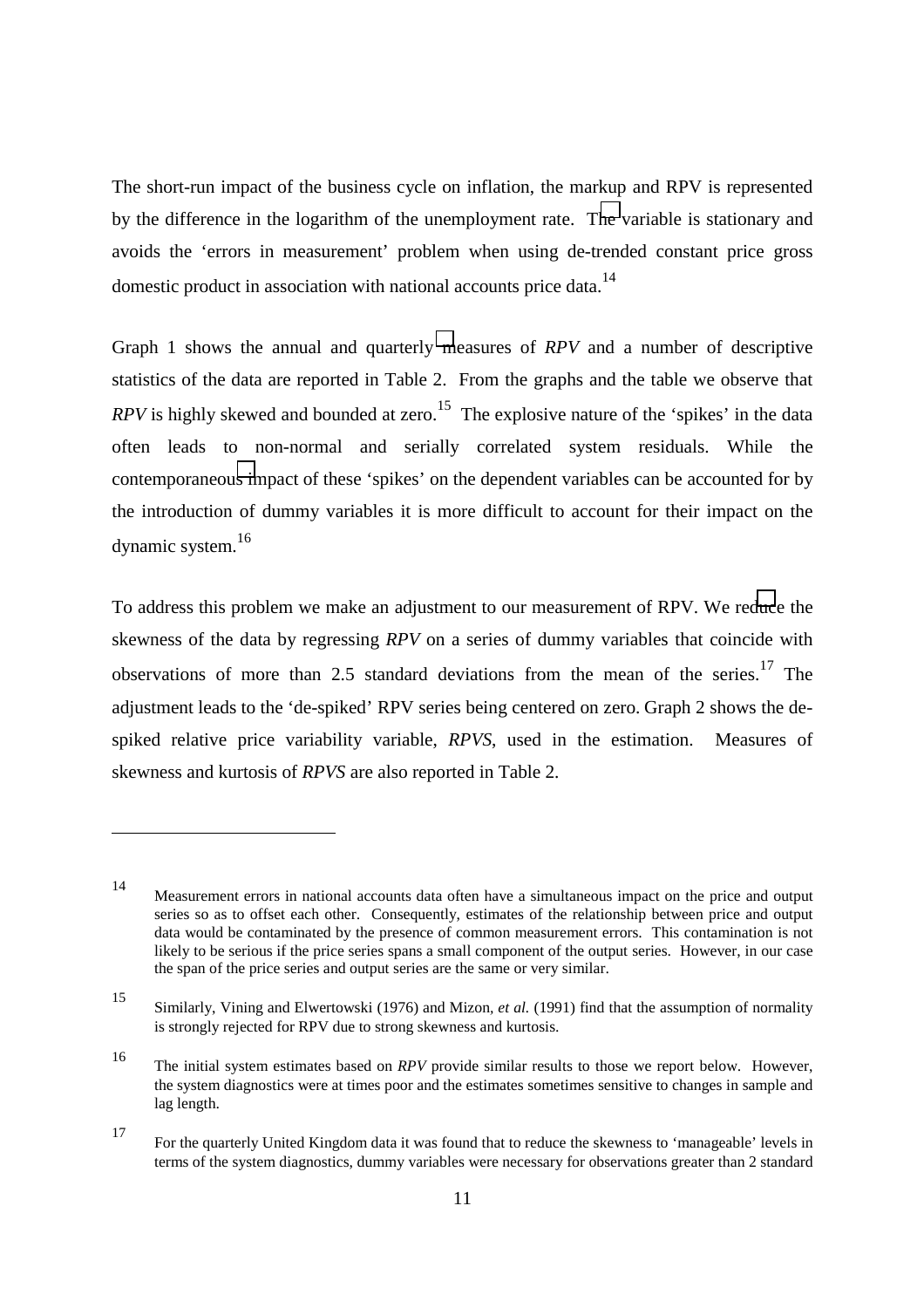The short-run impact of the business cycle on inflation, the markup and RPV is represented by the difference in the logarithm of the unemployment rate. The variable is stationary and avoids the 'errors in measurement' problem when using de-trended constant price gross domestic product in association with national accounts price data.[14]

Graph 1 shows the annual and quarterly measures of *RPV* and a number of descriptive statistics of the data are reported in Table 2. From the graphs and the table we observe that *RPV* is highly skewed and bounded at zero.[15] The explosive nature of the 'spikes' in the data often leads to non-normal and serially correlated system residuals. While the contemporaneous impact of these 'spikes' on the dependent variables can be accounted for by the introduction of dummy variables it is more difficult to account for their impact on the dynamic system.[16]

To address this problem we make an adjustment to our measurement of RPV. We reduce the skewness of the data by regressing *RPV* on a series of dummy variables that coincide with observations of more than 2.5 standard deviations from the mean of the series.[17] The adjustment leads to the 'de-spiked' RPV series being centered on zero. Graph 2 shows the de-spiked relative price variability variable, *RPVS*, used in the estimation. Measures of skewness and kurtosis of *RPVS* are also reported in Table 2.

---

[14] Measurement errors in national accounts data often have a simultaneous impact on the price and output series so as to offset each other. Consequently, estimates of the relationship between price and output data would be contaminated by the presence of common measurement errors. This contamination is not likely to be serious if the price series spans a small component of the output series. However, in our case the span of the price series and output series are the same or very similar.

[15] Similarly, Vining and Elwertowski (1976) and Mizon, *et al.* (1991) find that the assumption of normality is strongly rejected for RPV due to strong skewness and kurtosis.

[16] The initial system estimates based on *RPV* provide similar results to those we report below. However, the system diagnostics were at times poor and the estimates sometimes sensitive to changes in sample and lag length.

[17] For the quarterly United Kingdom data it was found that to reduce the skewness to 'manageable' levels in terms of the system diagnostics, dummy variables were necessary for observations greater than 2 standard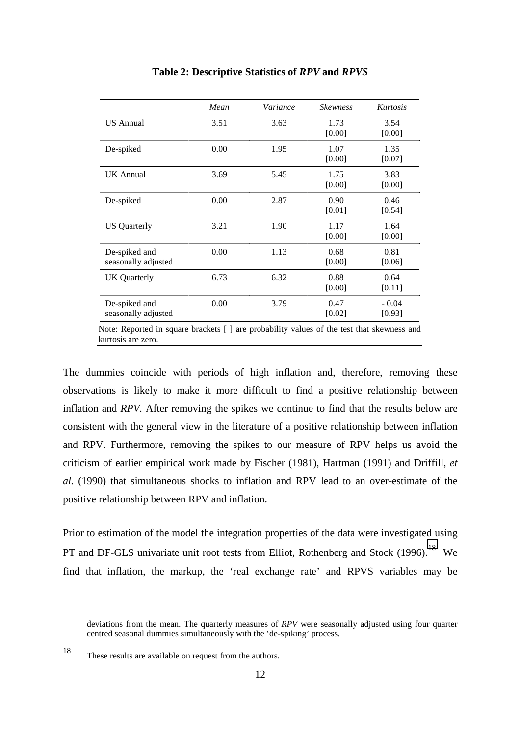**Table 2: Descriptive Statistics of *RPV* and *RPVS***

| | *Mean* | *Variance* | *Skewness* | *Kurtosis* |
|---|---|---|---|---|
| US Annual | 3.51 | 3.63 | 1.73 [0.00] | 3.54 [0.00] |
| De-spiked | 0.00 | 1.95 | 1.07 [0.00] | 1.35 [0.07] |
| UK Annual | 3.69 | 5.45 | 1.75 [0.00] | 3.83 [0.00] |
| De-spiked | 0.00 | 2.87 | 0.90 [0.01] | 0.46 [0.54] |
| US Quarterly | 3.21 | 1.90 | 1.17 [0.00] | 1.64 [0.00] |
| De-spiked and seasonally adjusted | 0.00 | 1.13 | 0.68 [0.00] | 0.81 [0.06] |
| UK Quarterly | 6.73 | 6.32 | 0.88 [0.00] | 0.64 [0.11] |
| De-spiked and seasonally adjusted | 0.00 | 3.79 | 0.47 [0.02] | - 0.04 [0.93] |

Note: Reported in square brackets [ ] are probability values of the test that skewness and kurtosis are zero.

The dummies coincide with periods of high inflation and, therefore, removing these observations is likely to make it more difficult to find a positive relationship between inflation and *RPV*. After removing the spikes we continue to find that the results below are consistent with the general view in the literature of a positive relationship between inflation and RPV. Furthermore, removing the spikes to our measure of RPV helps us avoid the criticism of earlier empirical work made by Fischer (1981), Hartman (1991) and Driffill, *et al.* (1990) that simultaneous shocks to inflation and RPV lead to an over-estimate of the positive relationship between RPV and inflation.

Prior to estimation of the model the integration properties of the data were investigated using PT and DF-GLS univariate unit root tests from Elliot, Rothenberg and Stock (1996).[18] We find that inflation, the markup, the 'real exchange rate' and RPVS variables may be

deviations from the mean. The quarterly measures of *RPV* were seasonally adjusted using four quarter centred seasonal dummies simultaneously with the 'de-spiking' process.

[18] These results are available on request from the authors.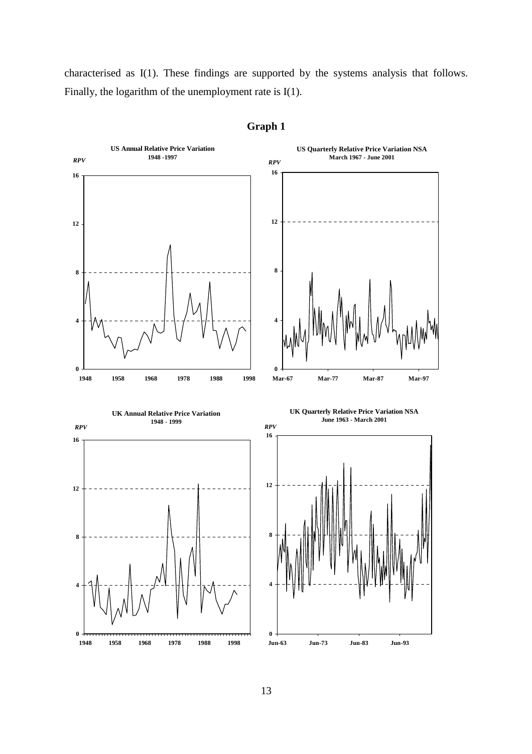characterised as I(1). These findings are supported by the systems analysis that follows. Finally, the logarithm of the unemployment rate is I(1).

**Graph 1**

**US Annual Relative Price Variation 1948 -1997**

**US Quarterly Relative Price Variation NSA March 1967 - June 2001**

**UK Annual Relative Price Variation 1948 - 1999**

**UK Quarterly Relative Price Variation NSA June 1963 - March 2001**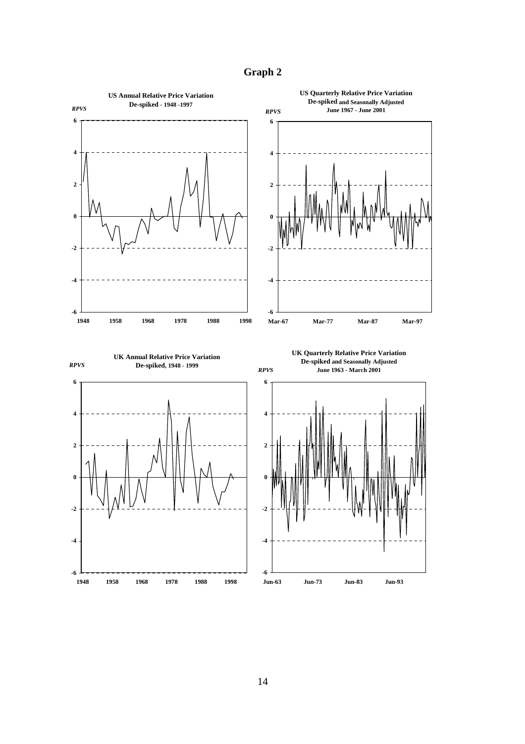# Graph 2

**US Annual Relative Price Variation**
**De-spiked - 1948 -1997**

**US Quarterly Relative Price Variation**
**De-spiked and Seasonally Adjusted**
**June 1967 - June 2001**

**UK Annual Relative Price Variation**
**De-spiked, 1948 - 1999**

**UK Quarterly Relative Price Variation**
**De-spiked and Seasonally Adjusted**
**June 1963 - March 2001**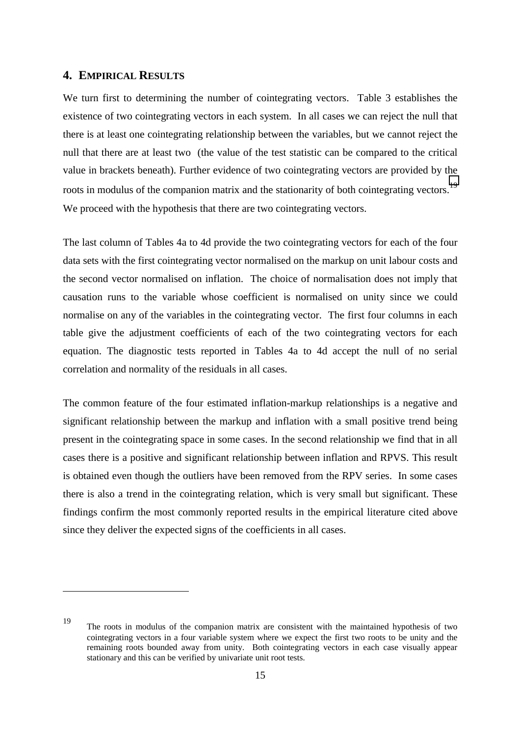## 4. EMPIRICAL RESULTS

We turn first to determining the number of cointegrating vectors. Table 3 establishes the existence of two cointegrating vectors in each system. In all cases we can reject the null that there is at least one cointegrating relationship between the variables, but we cannot reject the null that there are at least two (the value of the test statistic can be compared to the critical value in brackets beneath). Further evidence of two cointegrating vectors are provided by the roots in modulus of the companion matrix and the stationarity of both cointegrating vectors.[19] We proceed with the hypothesis that there are two cointegrating vectors.

The last column of Tables 4a to 4d provide the two cointegrating vectors for each of the four data sets with the first cointegrating vector normalised on the markup on unit labour costs and the second vector normalised on inflation. The choice of normalisation does not imply that causation runs to the variable whose coefficient is normalised on unity since we could normalise on any of the variables in the cointegrating vector. The first four columns in each table give the adjustment coefficients of each of the two cointegrating vectors for each equation. The diagnostic tests reported in Tables 4a to 4d accept the null of no serial correlation and normality of the residuals in all cases.

The common feature of the four estimated inflation-markup relationships is a negative and significant relationship between the markup and inflation with a small positive trend being present in the cointegrating space in some cases. In the second relationship we find that in all cases there is a positive and significant relationship between inflation and RPVS. This result is obtained even though the outliers have been removed from the RPV series. In some cases there is also a trend in the cointegrating relation, which is very small but significant. These findings confirm the most commonly reported results in the empirical literature cited above since they deliver the expected signs of the coefficients in all cases.

---

19 The roots in modulus of the companion matrix are consistent with the maintained hypothesis of two cointegrating vectors in a four variable system where we expect the first two roots to be unity and the remaining roots bounded away from unity. Both cointegrating vectors in each case visually appear stationary and this can be verified by univariate unit root tests.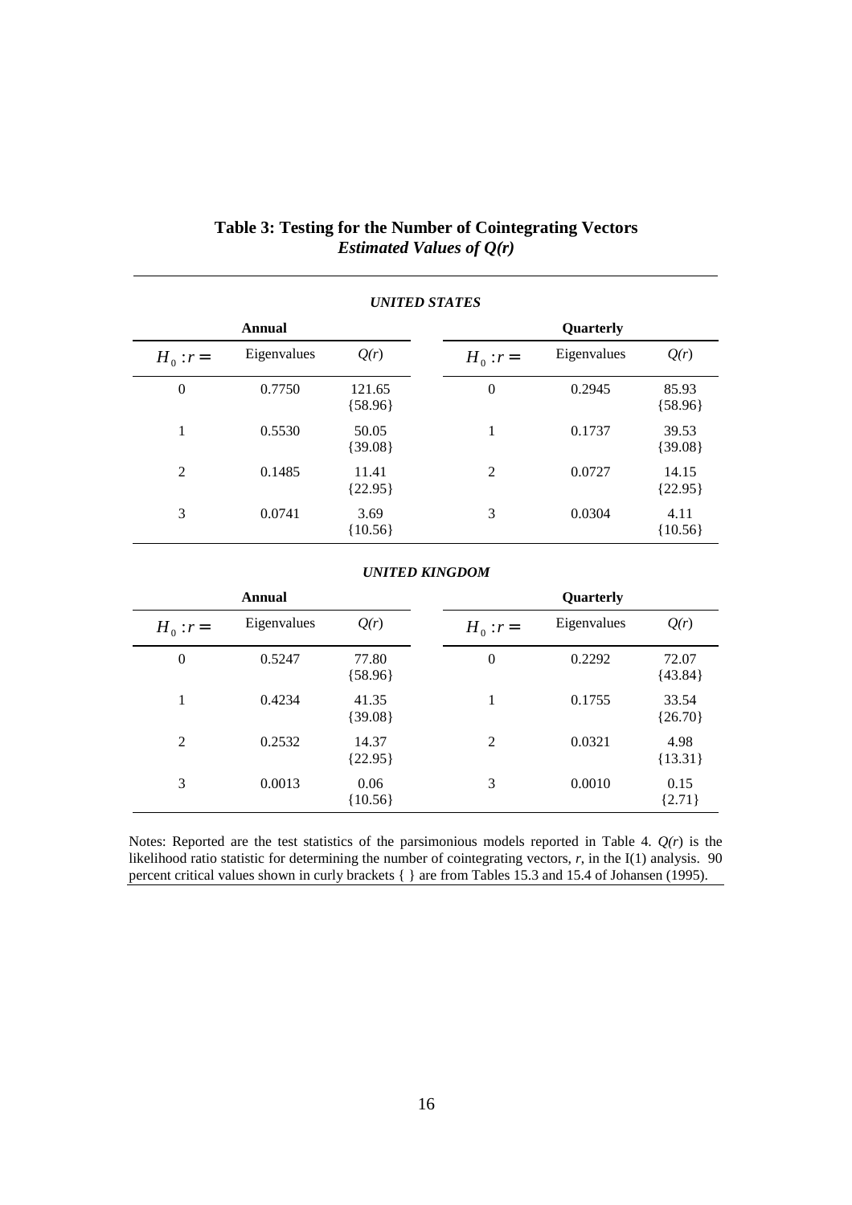**Table 3: Testing for the Number of Cointegrating Vectors**
***Estimated Values of Q(r)***

***UNITED STATES***

| Annual | | | Quarterly | | |
|---|---|---|---|---|---|
| $H_0 : r =$ | Eigenvalues | $Q(r)$ | $H_0 : r =$ | Eigenvalues | $Q(r)$ |
| 0 | 0.7750 | 121.65 {58.96} | 0 | 0.2945 | 85.93 {58.96} |
| 1 | 0.5530 | 50.05 {39.08} | 1 | 0.1737 | 39.53 {39.08} |
| 2 | 0.1485 | 11.41 {22.95} | 2 | 0.0727 | 14.15 {22.95} |
| 3 | 0.0741 | 3.69 {10.56} | 3 | 0.0304 | 4.11 {10.56} |

***UNITED KINGDOM***

| Annual | | | Quarterly | | |
|---|---|---|---|---|---|
| $H_0 : r =$ | Eigenvalues | $Q(r)$ | $H_0 : r =$ | Eigenvalues | $Q(r)$ |
| 0 | 0.5247 | 77.80 {58.96} | 0 | 0.2292 | 72.07 {43.84} |
| 1 | 0.4234 | 41.35 {39.08} | 1 | 0.1755 | 33.54 {26.70} |
| 2 | 0.2532 | 14.37 {22.95} | 2 | 0.0321 | 4.98 {13.31} |
| 3 | 0.0013 | 0.06 {10.56} | 3 | 0.0010 | 0.15 {2.71} |

Notes: Reported are the test statistics of the parsimonious models reported in Table 4. $Q(r)$ is the likelihood ratio statistic for determining the number of cointegrating vectors, $r$, in the I(1) analysis. 90 percent critical values shown in curly brackets { } are from Tables 15.3 and 15.4 of Johansen (1995).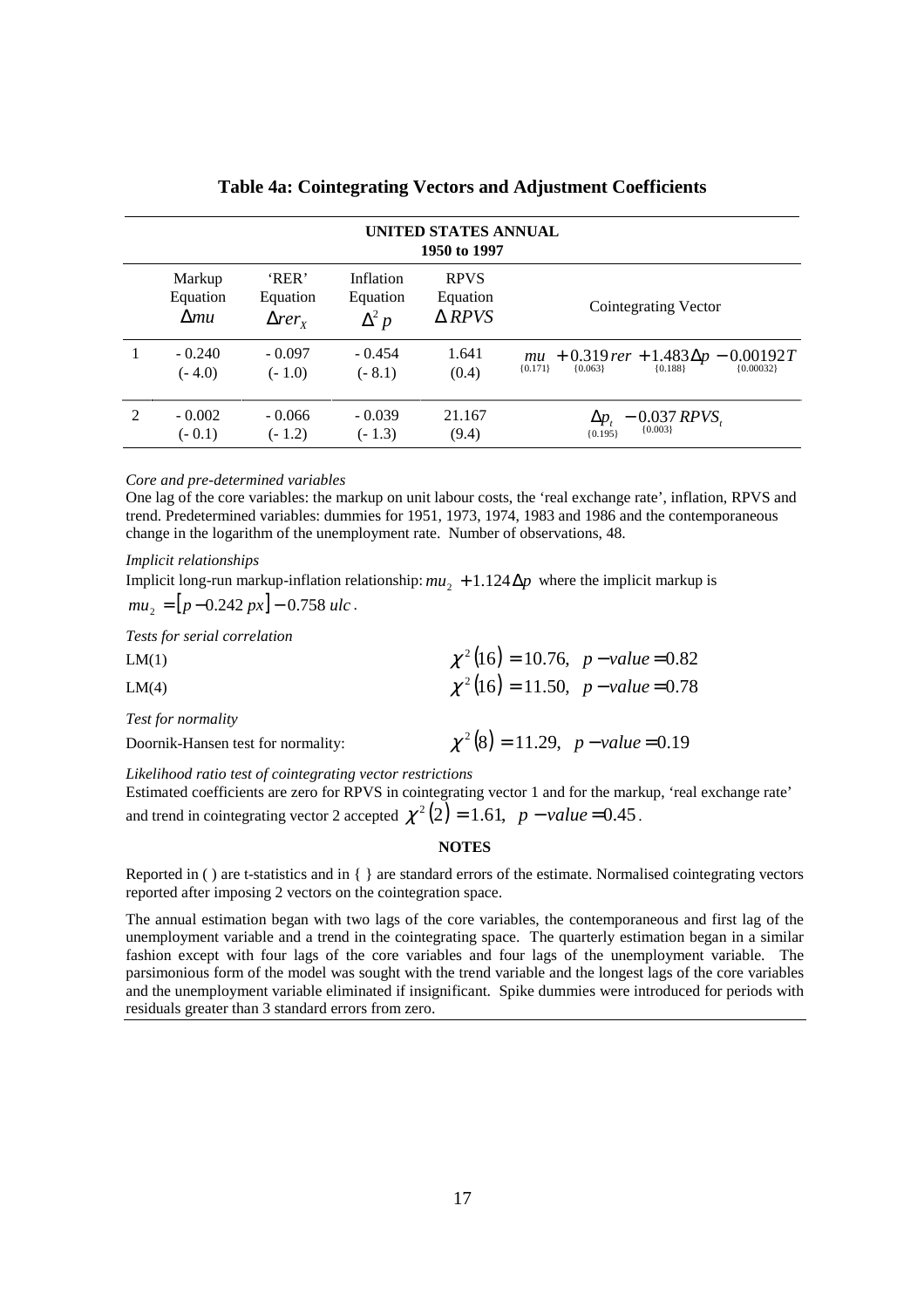### Table 4a: Cointegrating Vectors and Adjustment Coefficients

| UNITED STATES ANNUAL 1950 to 1997 | | | | | |
|---|---|---|---|---|---|
| | Markup Equation $\Delta mu$ | 'RER' Equation $\Delta rer_x$ | Inflation Equation $\Delta^2 p$ | RPVS Equation $\Delta\, RPVS$ | Cointegrating Vector |
| 1 | - 0.240 (- 4.0) | - 0.097 (- 1.0) | - 0.454 (- 8.1) | 1.641 (0.4) | $\underset{\{0.171\}}{mu} + \underset{\{0.063\}}{0.319}\, rer + \underset{\{0.188\}}{1.483}\Delta p - \underset{\{0.00032\}}{0.00192}T$ |
| 2 | - 0.002 (- 0.1) | - 0.066 (- 1.2) | - 0.039 (- 1.3) | 21.167 (9.4) | $\underset{\{0.195\}}{\Delta p_t} - \underset{\{0.003\}}{0.037}\, RPVS_t$ |

*Core and pre-determined variables*

One lag of the core variables: the markup on unit labour costs, the 'real exchange rate', inflation, RPVS and trend. Predetermined variables: dummies for 1951, 1973, 1974, 1983 and 1986 and the contemporaneous change in the logarithm of the unemployment rate. Number of observations, 48.

*Implicit relationships*

Implicit long-run markup-inflation relationship: $mu_2 + 1.124\Delta p$ where the implicit markup is $mu_2 = [p - 0.242\, px] - 0.758\, ulc$.

*Tests for serial correlation*

LM(1) $\chi^2(16) = 10.76, \quad p-value = 0.82$

LM(4) $\chi^2(16) = 11.50, \quad p-value = 0.78$

*Test for normality*

Doornik-Hansen test for normality: $\chi^2(8) = 11.29, \quad p-value = 0.19$

*Likelihood ratio test of cointegrating vector restrictions*

Estimated coefficients are zero for RPVS in cointegrating vector 1 and for the markup, 'real exchange rate' and trend in cointegrating vector 2 accepted $\chi^2(2) = 1.61, \quad p-value = 0.45$.

**NOTES**

Reported in ( ) are t-statistics and in { } are standard errors of the estimate. Normalised cointegrating vectors reported after imposing 2 vectors on the cointegration space.

The annual estimation began with two lags of the core variables, the contemporaneous and first lag of the unemployment variable and a trend in the cointegrating space. The quarterly estimation began in a similar fashion except with four lags of the core variables and four lags of the unemployment variable. The parsimonious form of the model was sought with the trend variable and the longest lags of the core variables and the unemployment variable eliminated if insignificant. Spike dummies were introduced for periods with residuals greater than 3 standard errors from zero.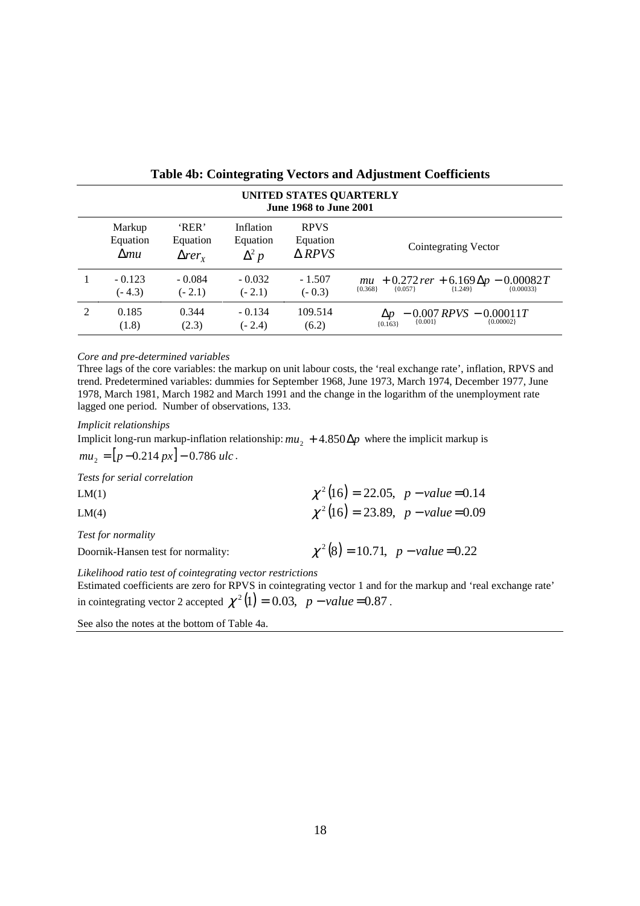## Table 4b: Cointegrating Vectors and Adjustment Coefficients

| UNITED STATES QUARTERLY June 1968 to June 2001 | | | | | |
|---|---|---|---|---|---|
| | Markup Equation $\Delta mu$ | 'RER' Equation $\Delta rer_x$ | Inflation Equation $\Delta^2 p$ | RPVS Equation $\Delta\, RPVS$ | Cointegrating Vector |
| 1 | - 0.123 (- 4.3) | - 0.084 (- 2.1) | - 0.032 (- 2.1) | - 1.507 (- 0.3) | $\underset{\{0.368\}}{mu} + \underset{\{0.057\}}{0.272}\, rer + \underset{\{1.249\}}{6.169}\Delta p - \underset{\{0.00033\}}{0.00082}\, T$ |
| 2 | 0.185 (1.8) | 0.344 (2.3) | - 0.134 (- 2.4) | 109.514 (6.2) | $\underset{\{0.163\}}{\Delta p} - \underset{\{0.001\}}{0.007}\, RPVS - \underset{\{0.00002\}}{0.00011}\, T$ |

*Core and pre-determined variables*

Three lags of the core variables: the markup on unit labour costs, the 'real exchange rate', inflation, RPVS and trend. Predetermined variables: dummies for September 1968, June 1973, March 1974, December 1977, June 1978, March 1981, March 1982 and March 1991 and the change in the logarithm of the unemployment rate lagged one period. Number of observations, 133.

*Implicit relationships*

Implicit long-run markup-inflation relationship: $mu_2 + 4.850\Delta p$ where the implicit markup is $mu_2 = [p - 0.214\, px] - 0.786\, ulc$.

*Tests for serial correlation*

LM(1) $\chi^2(16) = 22.05, \;\; p-value = 0.14$

LM(4) $\chi^2(16) = 23.89, \;\; p-value = 0.09$

*Test for normality*

Doornik-Hansen test for normality: $\chi^2(8) = 10.71, \;\; p-value = 0.22$

*Likelihood ratio test of cointegrating vector restrictions*

Estimated coefficients are zero for RPVS in cointegrating vector 1 and for the markup and 'real exchange rate' in cointegrating vector 2 accepted $\chi^2(1) = 0.03, \;\; p-value = 0.87$.

See also the notes at the bottom of Table 4a.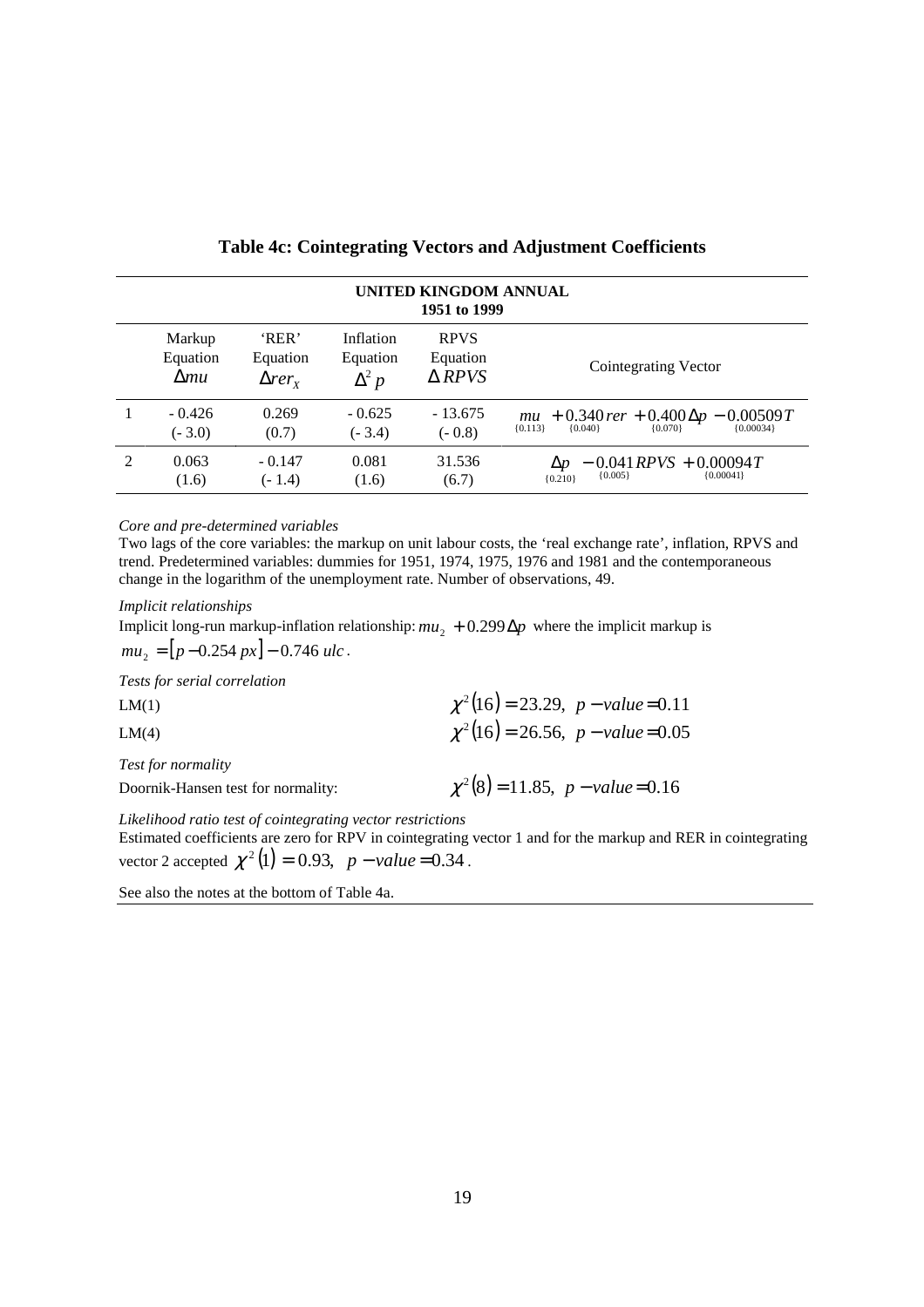**Table 4c: Cointegrating Vectors and Adjustment Coefficients**

| UNITED KINGDOM ANNUAL 1951 to 1999 | | | | | |
|---|---|---|---|---|---|
| | Markup Equation $\Delta mu$ | 'RER' Equation $\Delta rer_x$ | Inflation Equation $\Delta^2 p$ | RPVS Equation $\Delta\, RPVS$ | Cointegrating Vector |
| 1 | - 0.426 (- 3.0) | 0.269 (0.7) | - 0.625 (- 3.4) | - 13.675 (- 0.8) | $\underset{\{0.113\}}{mu} + \underset{\{0.040\}}{0.340\, rer} + \underset{\{0.070\}}{0.400\Delta p} - \underset{\{0.00034\}}{0.00509T}$ |
| 2 | 0.063 (1.6) | - 0.147 (- 1.4) | 0.081 (1.6) | 31.536 (6.7) | $\underset{\{0.210\}}{\Delta p} - \underset{\{0.005\}}{0.041RPVS} + \underset{\{0.00041\}}{0.00094T}$ |

*Core and pre-determined variables*
Two lags of the core variables: the markup on unit labour costs, the 'real exchange rate', inflation, RPVS and trend. Predetermined variables: dummies for 1951, 1974, 1975, 1976 and 1981 and the contemporaneous change in the logarithm of the unemployment rate. Number of observations, 49.

*Implicit relationships*
Implicit long-run markup-inflation relationship: $mu_2 + 0.299\Delta p$ where the implicit markup is $mu_2 = [p - 0.254\, px] - 0.746\, ulc$.

*Tests for serial correlation*

LM(1) $\chi^2(16) = 23.29,\ \ p - value = 0.11$

LM(4) $\chi^2(16) = 26.56,\ \ p - value = 0.05$

*Test for normality*

Doornik-Hansen test for normality: $\chi^2(8) = 11.85,\ \ p - value = 0.16$

*Likelihood ratio test of cointegrating vector restrictions*
Estimated coefficients are zero for RPV in cointegrating vector 1 and for the markup and RER in cointegrating vector 2 accepted $\chi^2(1) = 0.93,\ \ p - value = 0.34$.

See also the notes at the bottom of Table 4a.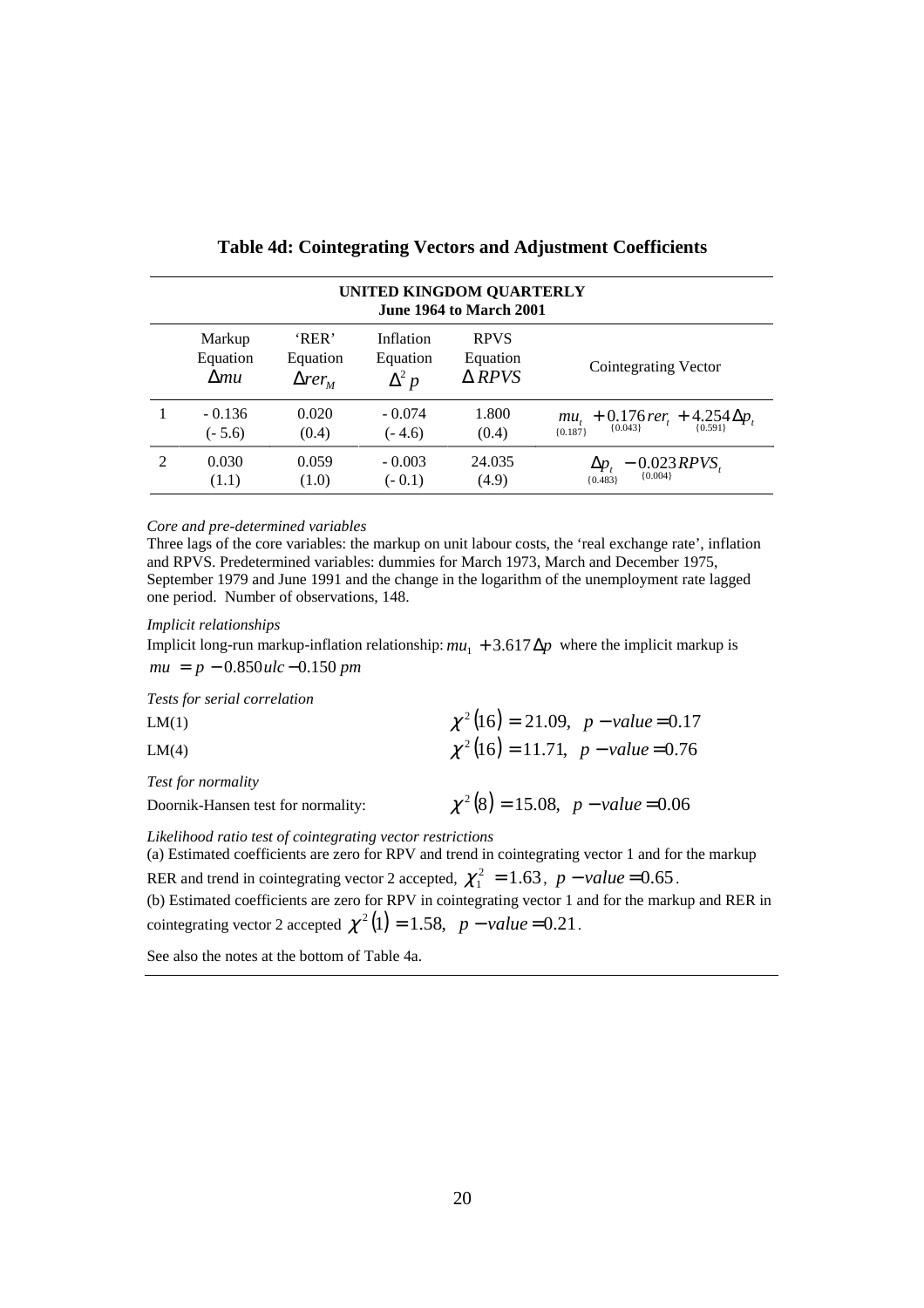**Table 4d: Cointegrating Vectors and Adjustment Coefficients**

| UNITED KINGDOM QUARTERLY June 1964 to March 2001 | | | | | |
|---|---|---|---|---|---|
| | Markup Equation $\Delta mu$ | 'RER' Equation $\Delta rer_M$ | Inflation Equation $\Delta^2 p$ | RPVS Equation $\Delta\, RPVS$ | Cointegrating Vector |
| 1 | - 0.136 (- 5.6) | 0.020 (0.4) | - 0.074 (- 4.6) | 1.800 (0.4) | $\underset{\{0.187\}}{mu_t} + \underset{\{0.043\}}{0.176}\, rer_t + \underset{\{0.591\}}{4.254}\Delta p_t$ |
| 2 | 0.030 (1.1) | 0.059 (1.0) | - 0.003 (- 0.1) | 24.035 (4.9) | $\underset{\{0.483\}}{\Delta p_t} - \underset{\{0.004\}}{0.023} RPVS_t$ |

*Core and pre-determined variables*

Three lags of the core variables: the markup on unit labour costs, the 'real exchange rate', inflation and RPVS. Predetermined variables: dummies for March 1973, March and December 1975, September 1979 and June 1991 and the change in the logarithm of the unemployment rate lagged one period. Number of observations, 148.

*Implicit relationships*

Implicit long-run markup-inflation relationship: $mu_1 + 3.617\Delta p$ where the implicit markup is $mu = p - 0.850\, ulc - 0.150\, pm$

*Tests for serial correlation*

LM(1) $\chi^2(16) = 21.09, \;\; p - value = 0.17$

LM(4) $\chi^2(16) = 11.71, \;\; p - value = 0.76$

*Test for normality*

Doornik-Hansen test for normality: $\chi^2(8) = 15.08, \;\; p - value = 0.06$

*Likelihood ratio test of cointegrating vector restrictions*

(a) Estimated coefficients are zero for RPV and trend in cointegrating vector 1 and for the markup RER and trend in cointegrating vector 2 accepted, $\chi_1^2 = 1.63$, $p - value = 0.65$.

(b) Estimated coefficients are zero for RPV in cointegrating vector 1 and for the markup and RER in cointegrating vector 2 accepted $\chi^2(1) = 1.58, \;\; p - value = 0.21$.

See also the notes at the bottom of Table 4a.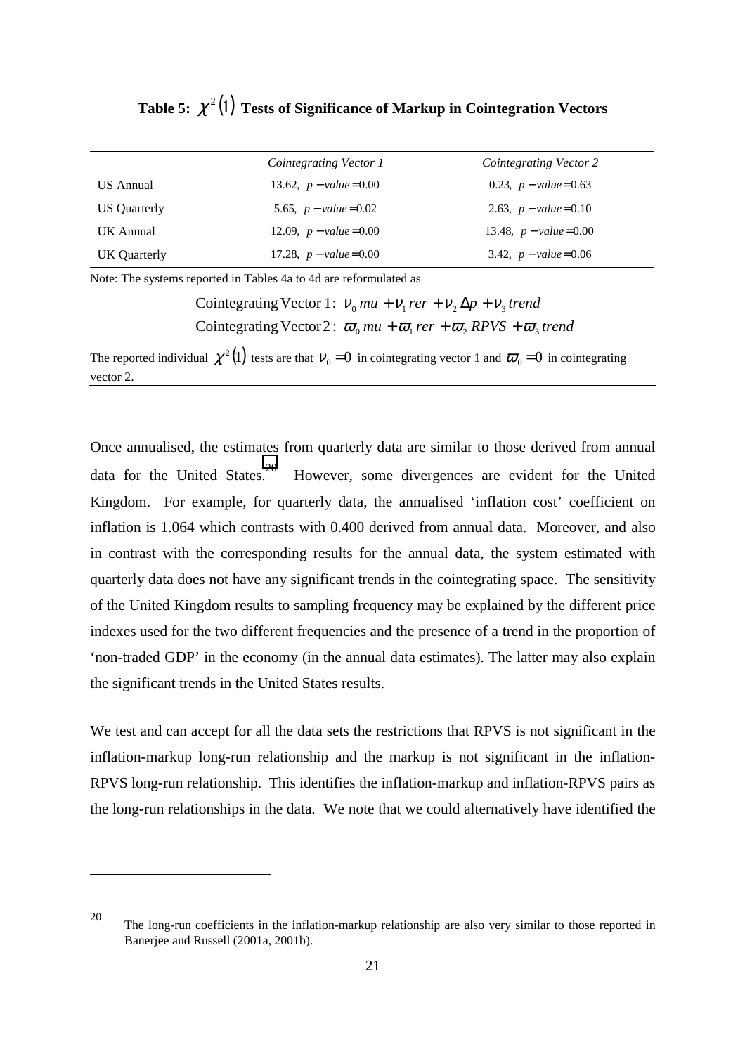**Table 5: $\chi^2(1)$ Tests of Significance of Markup in Cointegration Vectors**

| | *Cointegrating Vector 1* | *Cointegrating Vector 2* |
|---|---|---|
| US Annual | 13.62, $p-value = 0.00$ | 0.23, $p-value = 0.63$ |
| US Quarterly | 5.65, $p-value = 0.02$ | 2.63, $p-value = 0.10$ |
| UK Annual | 12.09, $p-value = 0.00$ | 13.48, $p-value = 0.00$ |
| UK Quarterly | 17.28, $p-value = 0.00$ | 3.42, $p-value = 0.06$ |

Note: The systems reported in Tables 4a to 4d are reformulated as

$$\text{Cointegrating Vector 1: } \nu_0\, mu + \nu_1\, rer + \nu_2\, \Delta p + \nu_3\, trend$$
$$\text{Cointegrating Vector 2: } \varpi_0\, mu + \varpi_1\, rer + \varpi_2\, RPVS + \varpi_3\, trend$$

The reported individual $\chi^2(1)$ tests are that $\nu_0 = 0$ in cointegrating vector 1 and $\varpi_0 = 0$ in cointegrating vector 2.

Once annualised, the estimates from quarterly data are similar to those derived from annual data for the United States.[20] However, some divergences are evident for the United Kingdom. For example, for quarterly data, the annualised 'inflation cost' coefficient on inflation is 1.064 which contrasts with 0.400 derived from annual data. Moreover, and also in contrast with the corresponding results for the annual data, the system estimated with quarterly data does not have any significant trends in the cointegrating space. The sensitivity of the United Kingdom results to sampling frequency may be explained by the different price indexes used for the two different frequencies and the presence of a trend in the proportion of 'non-traded GDP' in the economy (in the annual data estimates). The latter may also explain the significant trends in the United States results.

We test and can accept for all the data sets the restrictions that RPVS is not significant in the inflation-markup long-run relationship and the markup is not significant in the inflation-RPVS long-run relationship. This identifies the inflation-markup and inflation-RPVS pairs as the long-run relationships in the data. We note that we could alternatively have identified the

[20] The long-run coefficients in the inflation-markup relationship are also very similar to those reported in Banerjee and Russell (2001a, 2001b).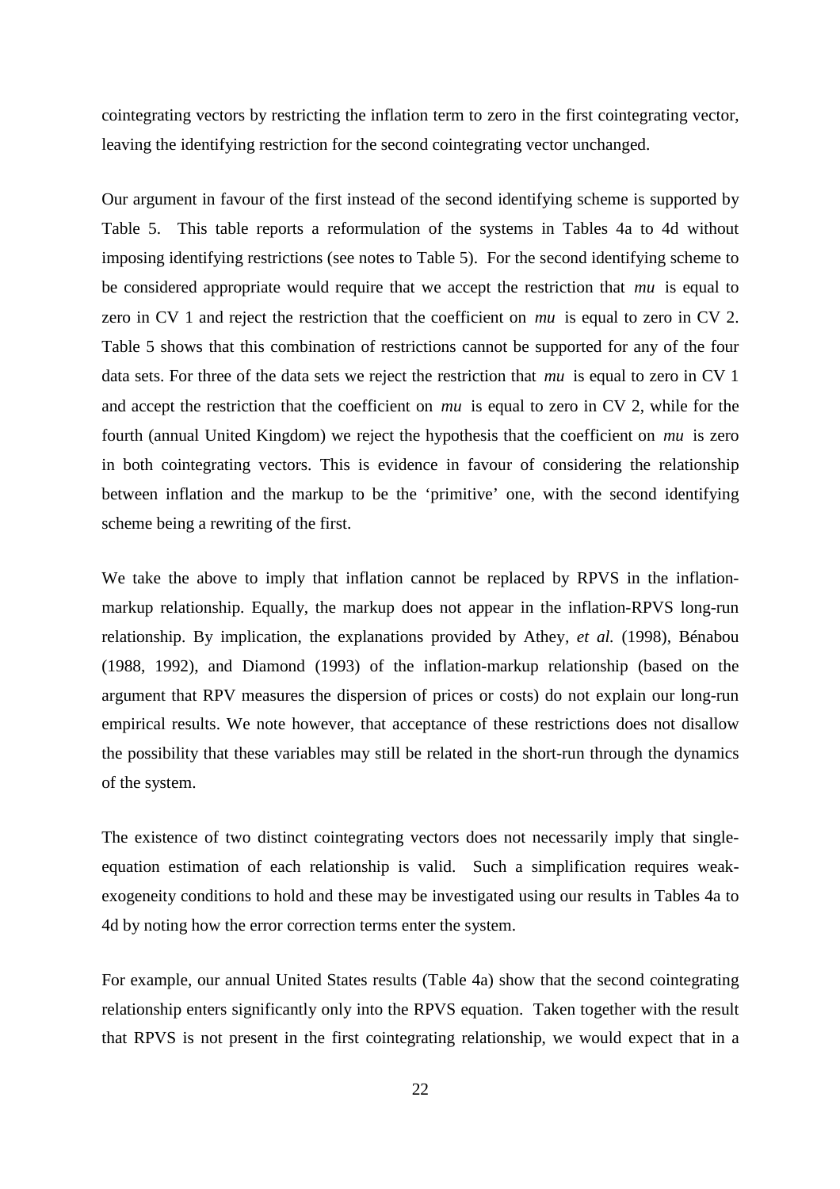cointegrating vectors by restricting the inflation term to zero in the first cointegrating vector, leaving the identifying restriction for the second cointegrating vector unchanged.

Our argument in favour of the first instead of the second identifying scheme is supported by Table 5. This table reports a reformulation of the systems in Tables 4a to 4d without imposing identifying restrictions (see notes to Table 5). For the second identifying scheme to be considered appropriate would require that we accept the restriction that *mu* is equal to zero in CV 1 and reject the restriction that the coefficient on *mu* is equal to zero in CV 2. Table 5 shows that this combination of restrictions cannot be supported for any of the four data sets. For three of the data sets we reject the restriction that *mu* is equal to zero in CV 1 and accept the restriction that the coefficient on *mu* is equal to zero in CV 2, while for the fourth (annual United Kingdom) we reject the hypothesis that the coefficient on *mu* is zero in both cointegrating vectors. This is evidence in favour of considering the relationship between inflation and the markup to be the 'primitive' one, with the second identifying scheme being a rewriting of the first.

We take the above to imply that inflation cannot be replaced by RPVS in the inflation-markup relationship. Equally, the markup does not appear in the inflation-RPVS long-run relationship. By implication, the explanations provided by Athey, *et al.* (1998), Bénabou (1988, 1992), and Diamond (1993) of the inflation-markup relationship (based on the argument that RPV measures the dispersion of prices or costs) do not explain our long-run empirical results. We note however, that acceptance of these restrictions does not disallow the possibility that these variables may still be related in the short-run through the dynamics of the system.

The existence of two distinct cointegrating vectors does not necessarily imply that single-equation estimation of each relationship is valid. Such a simplification requires weak-exogeneity conditions to hold and these may be investigated using our results in Tables 4a to 4d by noting how the error correction terms enter the system.

For example, our annual United States results (Table 4a) show that the second cointegrating relationship enters significantly only into the RPVS equation. Taken together with the result that RPVS is not present in the first cointegrating relationship, we would expect that in a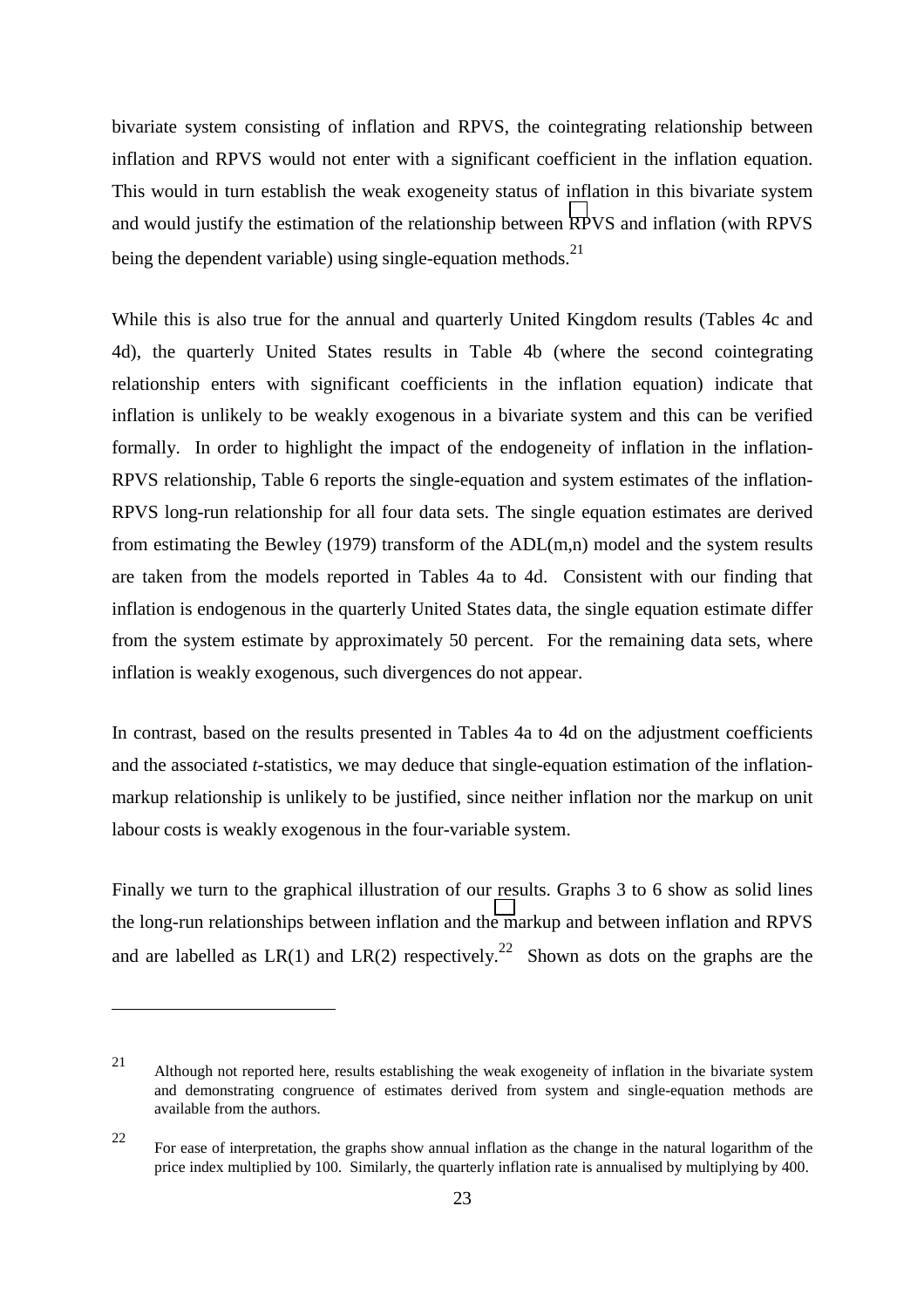bivariate system consisting of inflation and RPVS, the cointegrating relationship between inflation and RPVS would not enter with a significant coefficient in the inflation equation. This would in turn establish the weak exogeneity status of inflation in this bivariate system and would justify the estimation of the relationship between RPVS and inflation (with RPVS being the dependent variable) using single-equation methods.[21]

While this is also true for the annual and quarterly United Kingdom results (Tables 4c and 4d), the quarterly United States results in Table 4b (where the second cointegrating relationship enters with significant coefficients in the inflation equation) indicate that inflation is unlikely to be weakly exogenous in a bivariate system and this can be verified formally. In order to highlight the impact of the endogeneity of inflation in the inflation-RPVS relationship, Table 6 reports the single-equation and system estimates of the inflation-RPVS long-run relationship for all four data sets. The single equation estimates are derived from estimating the Bewley (1979) transform of the ADL(m,n) model and the system results are taken from the models reported in Tables 4a to 4d. Consistent with our finding that inflation is endogenous in the quarterly United States data, the single equation estimate differ from the system estimate by approximately 50 percent. For the remaining data sets, where inflation is weakly exogenous, such divergences do not appear.

In contrast, based on the results presented in Tables 4a to 4d on the adjustment coefficients and the associated *t*-statistics, we may deduce that single-equation estimation of the inflation-markup relationship is unlikely to be justified, since neither inflation nor the markup on unit labour costs is weakly exogenous in the four-variable system.

Finally we turn to the graphical illustration of our results. Graphs 3 to 6 show as solid lines the long-run relationships between inflation and the markup and between inflation and RPVS and are labelled as LR(1) and LR(2) respectively.[22] Shown as dots on the graphs are the

---

[21] Although not reported here, results establishing the weak exogeneity of inflation in the bivariate system and demonstrating congruence of estimates derived from system and single-equation methods are available from the authors.

[22] For ease of interpretation, the graphs show annual inflation as the change in the natural logarithm of the price index multiplied by 100. Similarly, the quarterly inflation rate is annualised by multiplying by 400.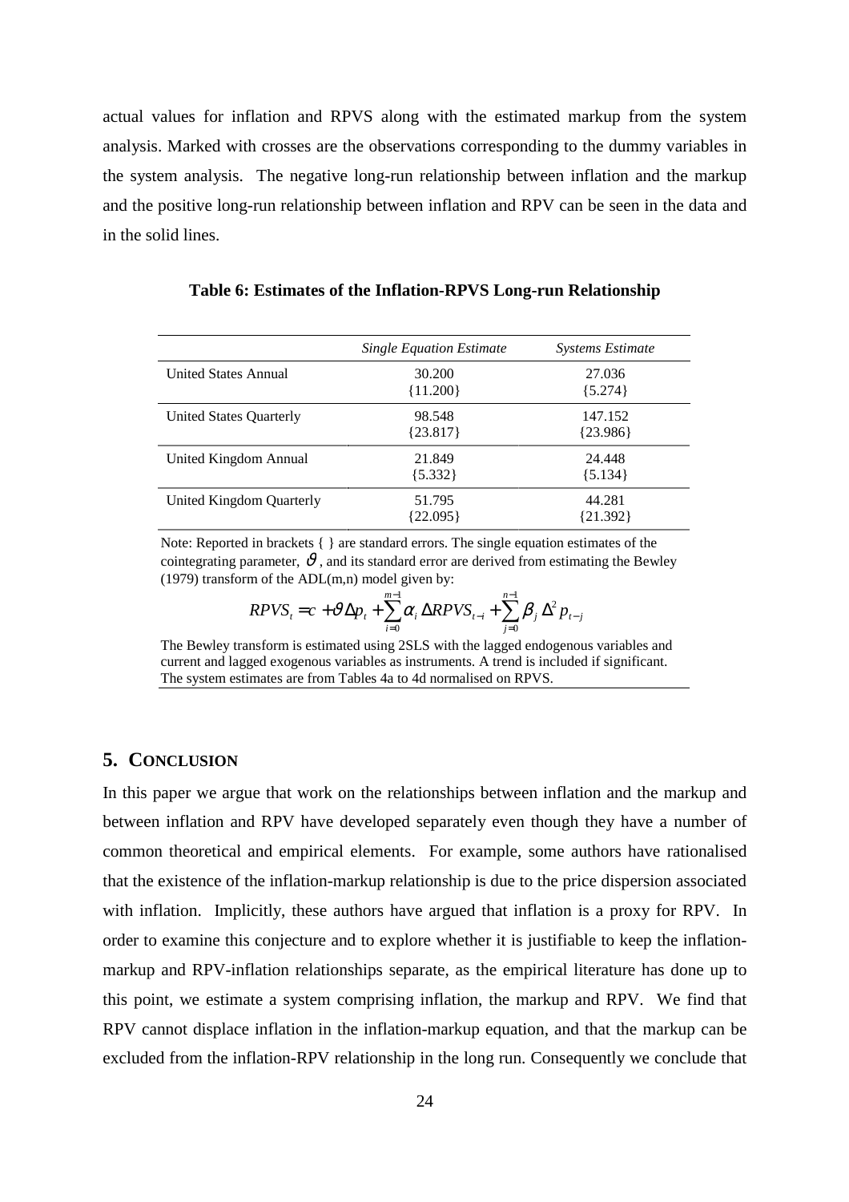actual values for inflation and RPVS along with the estimated markup from the system analysis. Marked with crosses are the observations corresponding to the dummy variables in the system analysis. The negative long-run relationship between inflation and the markup and the positive long-run relationship between inflation and RPV can be seen in the data and in the solid lines.

**Table 6: Estimates of the Inflation-RPVS Long-run Relationship**

| | *Single Equation Estimate* | *Systems Estimate* |
|---|---|---|
| United States Annual | 30.200<br>{11.200} | 27.036<br>{5.274} |
| United States Quarterly | 98.548<br>{23.817} | 147.152<br>{23.986} |
| United Kingdom Annual | 21.849<br>{5.332} | 24.448<br>{5.134} |
| United Kingdom Quarterly | 51.795<br>{22.095} | 44.281<br>{21.392} |

Note: Reported in brackets { } are standard errors. The single equation estimates of the cointegrating parameter, $\vartheta$, and its standard error are derived from estimating the Bewley (1979) transform of the ADL(m,n) model given by:

$$RPVS_t = c + \vartheta \Delta p_t + \sum_{i=0}^{m-1} \alpha_i \Delta RPVS_{t-i} + \sum_{j=0}^{n-1} \beta_j \Delta^2 p_{t-j}$$

The Bewley transform is estimated using 2SLS with the lagged endogenous variables and current and lagged exogenous variables as instruments. A trend is included if significant. The system estimates are from Tables 4a to 4d normalised on RPVS.

## 5. Conclusion

In this paper we argue that work on the relationships between inflation and the markup and between inflation and RPV have developed separately even though they have a number of common theoretical and empirical elements. For example, some authors have rationalised that the existence of the inflation-markup relationship is due to the price dispersion associated with inflation. Implicitly, these authors have argued that inflation is a proxy for RPV. In order to examine this conjecture and to explore whether it is justifiable to keep the inflation-markup and RPV-inflation relationships separate, as the empirical literature has done up to this point, we estimate a system comprising inflation, the markup and RPV. We find that RPV cannot displace inflation in the inflation-markup equation, and that the markup can be excluded from the inflation-RPV relationship in the long run. Consequently we conclude that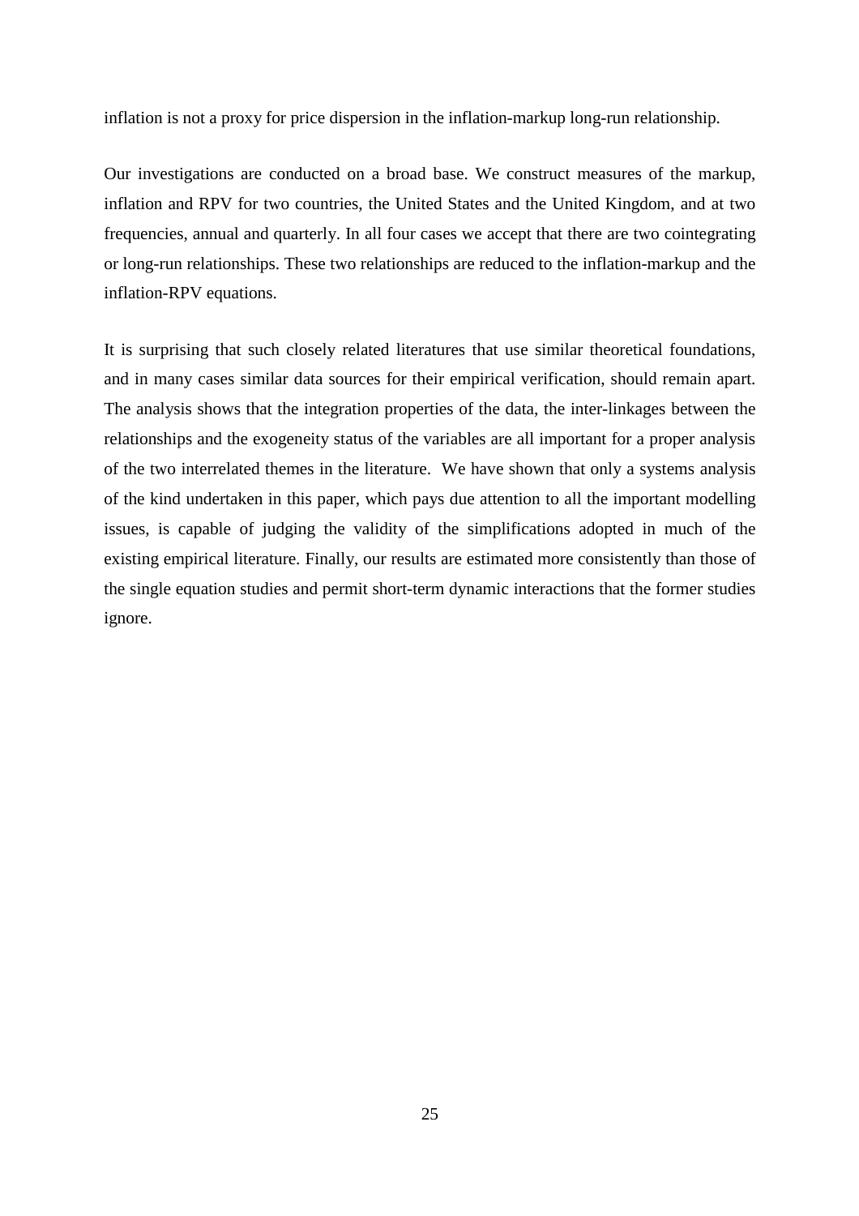inflation is not a proxy for price dispersion in the inflation-markup long-run relationship.

Our investigations are conducted on a broad base. We construct measures of the markup, inflation and RPV for two countries, the United States and the United Kingdom, and at two frequencies, annual and quarterly. In all four cases we accept that there are two cointegrating or long-run relationships. These two relationships are reduced to the inflation-markup and the inflation-RPV equations.

It is surprising that such closely related literatures that use similar theoretical foundations, and in many cases similar data sources for their empirical verification, should remain apart. The analysis shows that the integration properties of the data, the inter-linkages between the relationships and the exogeneity status of the variables are all important for a proper analysis of the two interrelated themes in the literature. We have shown that only a systems analysis of the kind undertaken in this paper, which pays due attention to all the important modelling issues, is capable of judging the validity of the simplifications adopted in much of the existing empirical literature. Finally, our results are estimated more consistently than those of the single equation studies and permit short-term dynamic interactions that the former studies ignore.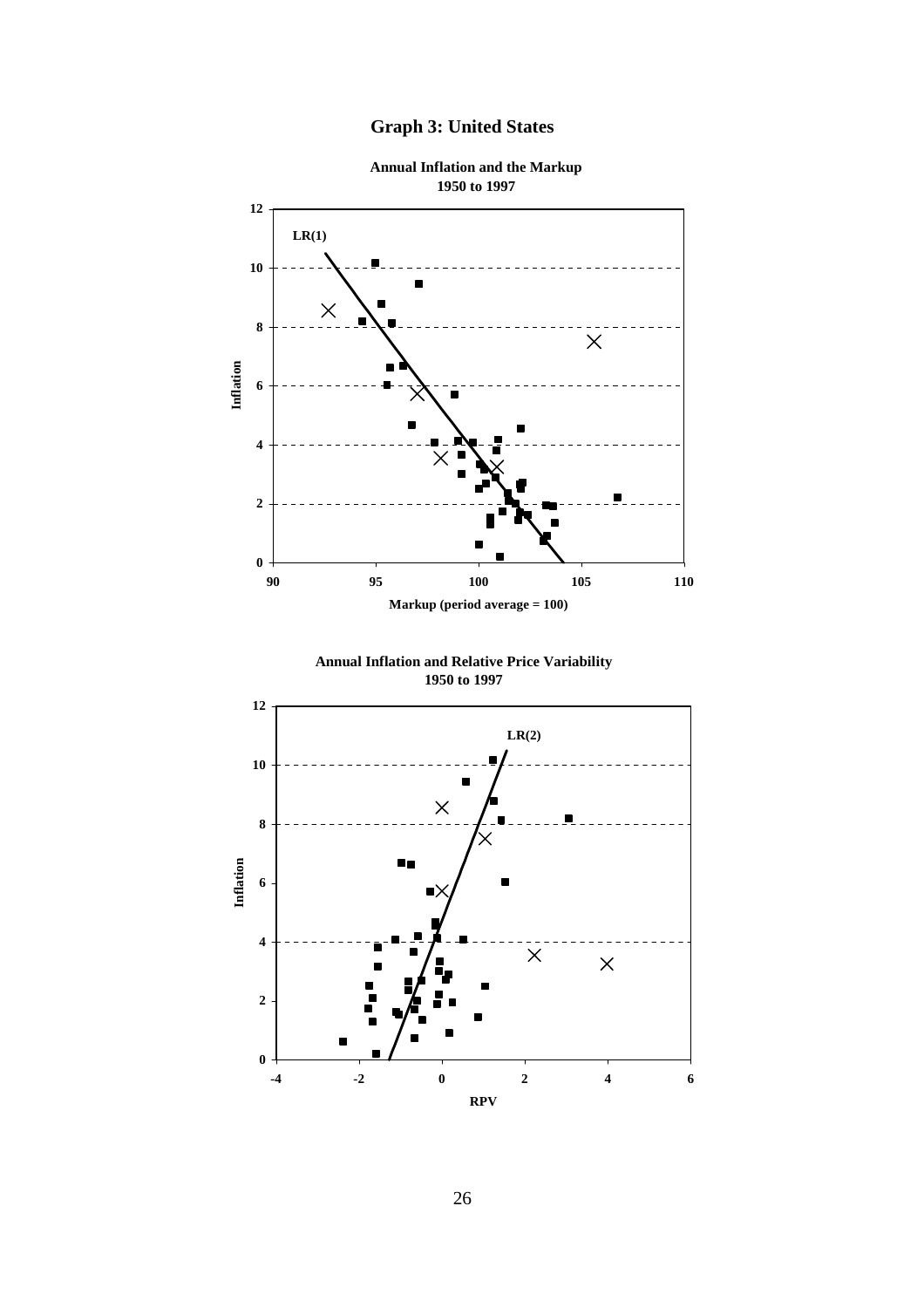# Graph 3: United States

**Annual Inflation and the Markup**
**1950 to 1997**

**Annual Inflation and Relative Price Variability**
**1950 to 1997**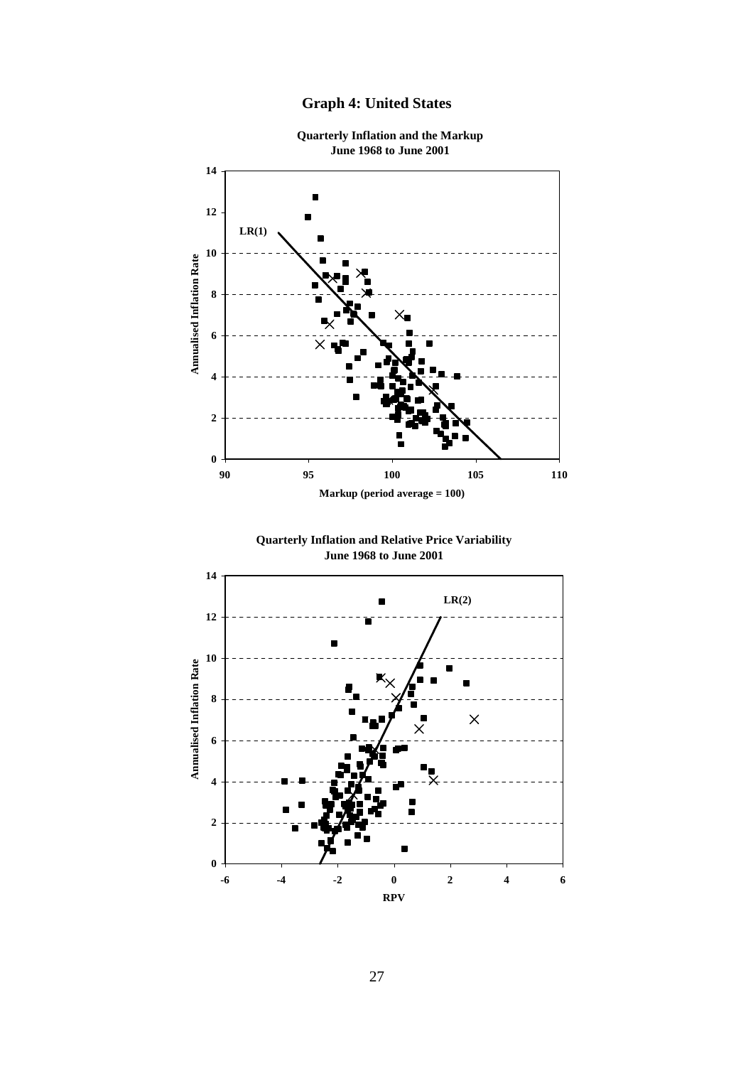# Graph 4: United States

**Quarterly Inflation and the Markup**
**June 1968 to June 2001**

**Quarterly Inflation and Relative Price Variability**
**June 1968 to June 2001**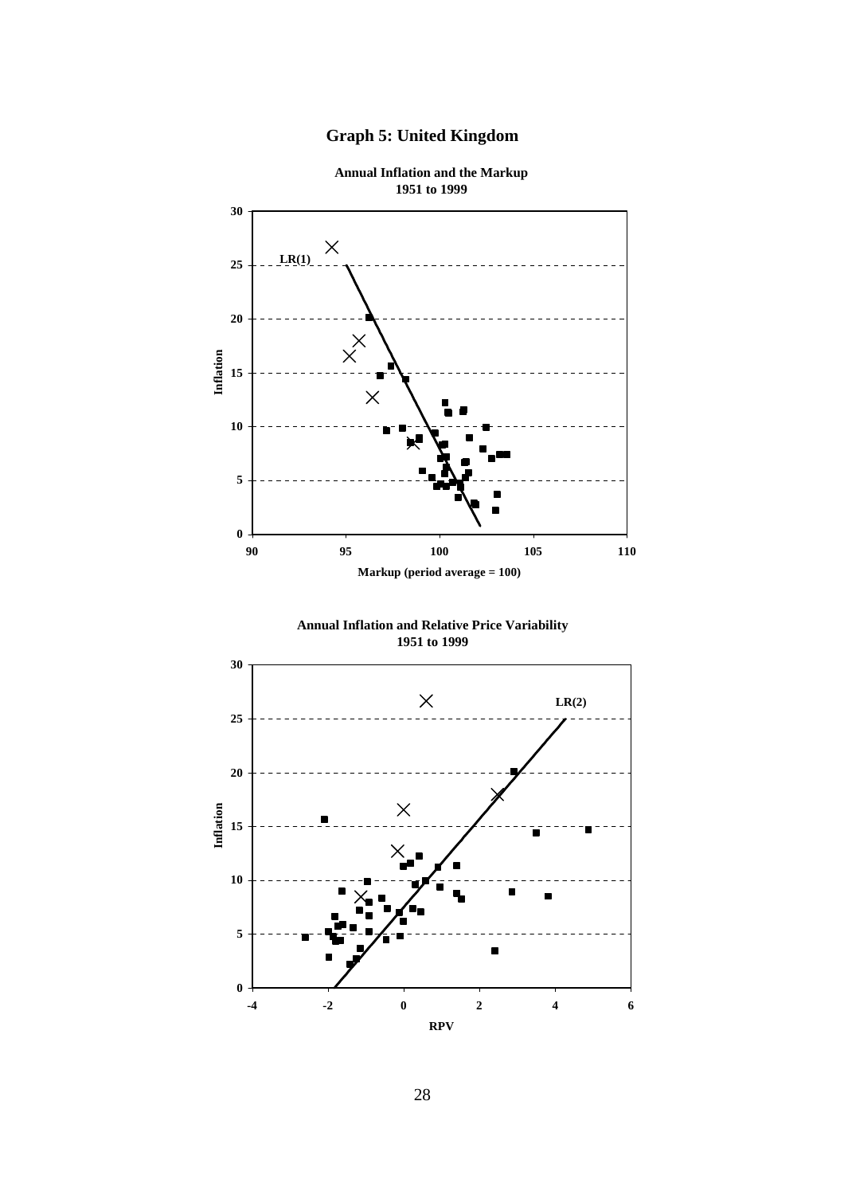# Graph 5: United Kingdom

**Annual Inflation and the Markup**
**1951 to 1999**

**Annual Inflation and Relative Price Variability**
**1951 to 1999**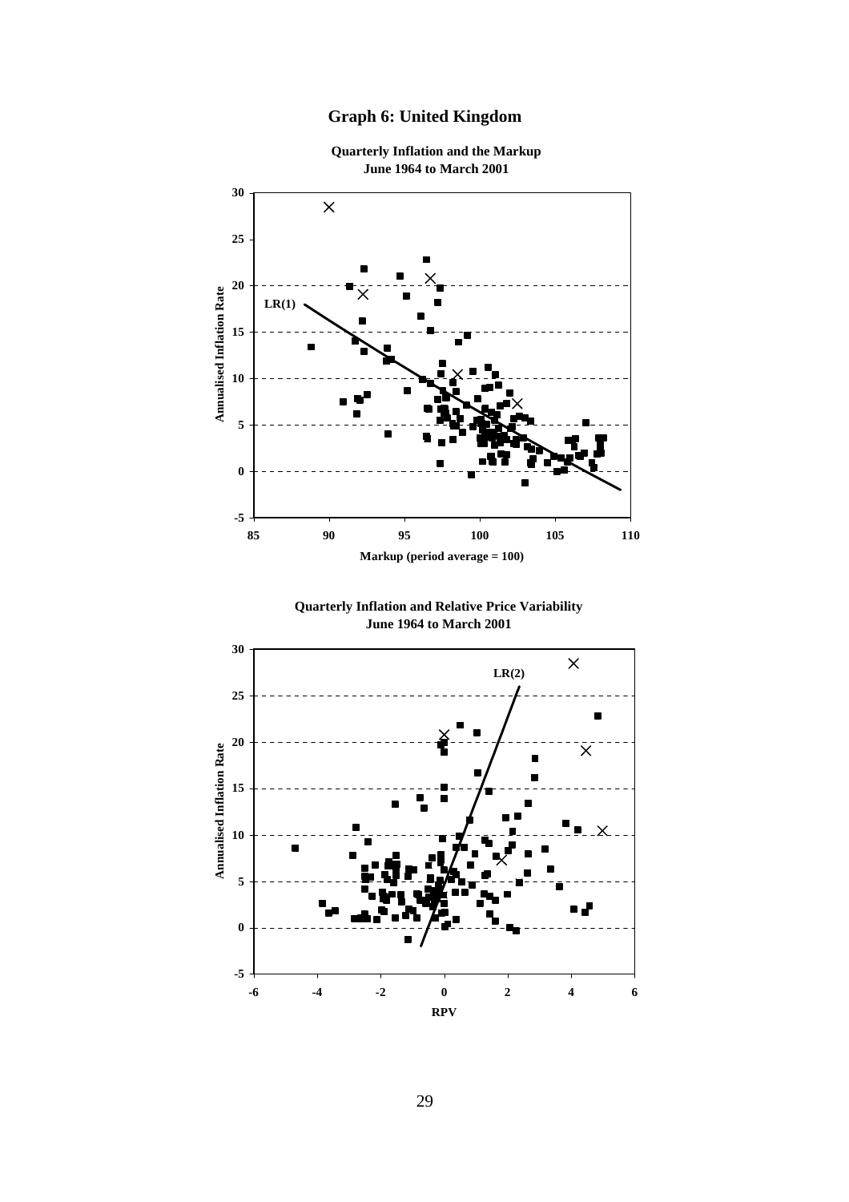# Graph 6: United Kingdom

**Quarterly Inflation and the Markup**
**June 1964 to March 2001**

**Quarterly Inflation and Relative Price Variability**
**June 1964 to March 2001**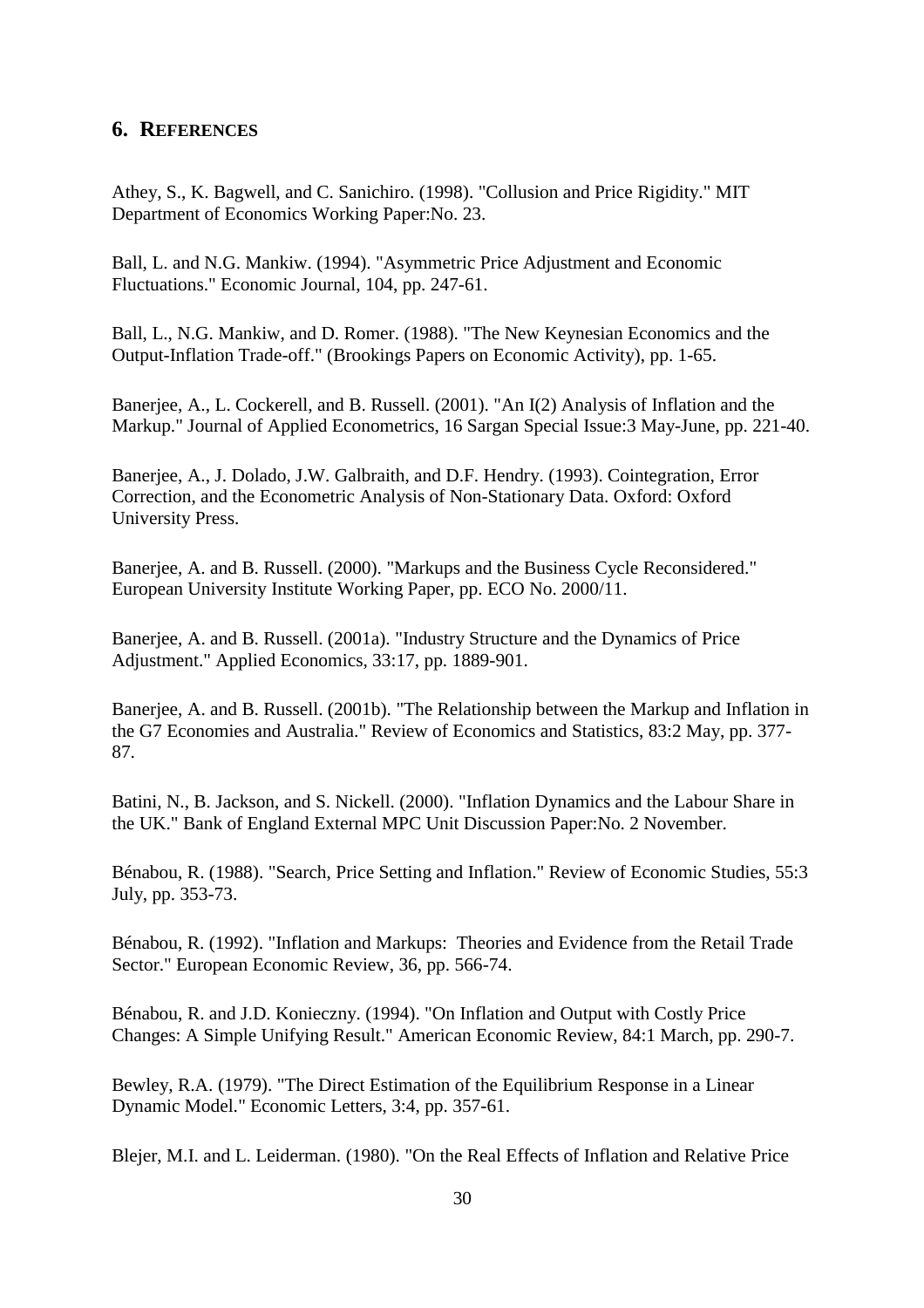## 6. REFERENCES

Athey, S., K. Bagwell, and C. Sanichiro. (1998). "Collusion and Price Rigidity." MIT Department of Economics Working Paper:No. 23.

Ball, L. and N.G. Mankiw. (1994). "Asymmetric Price Adjustment and Economic Fluctuations." Economic Journal, 104, pp. 247-61.

Ball, L., N.G. Mankiw, and D. Romer. (1988). "The New Keynesian Economics and the Output-Inflation Trade-off." (Brookings Papers on Economic Activity), pp. 1-65.

Banerjee, A., L. Cockerell, and B. Russell. (2001). "An I(2) Analysis of Inflation and the Markup." Journal of Applied Econometrics, 16 Sargan Special Issue:3 May-June, pp. 221-40.

Banerjee, A., J. Dolado, J.W. Galbraith, and D.F. Hendry. (1993). Cointegration, Error Correction, and the Econometric Analysis of Non-Stationary Data. Oxford: Oxford University Press.

Banerjee, A. and B. Russell. (2000). "Markups and the Business Cycle Reconsidered." European University Institute Working Paper, pp. ECO No. 2000/11.

Banerjee, A. and B. Russell. (2001a). "Industry Structure and the Dynamics of Price Adjustment." Applied Economics, 33:17, pp. 1889-901.

Banerjee, A. and B. Russell. (2001b). "The Relationship between the Markup and Inflation in the G7 Economies and Australia." Review of Economics and Statistics, 83:2 May, pp. 377-87.

Batini, N., B. Jackson, and S. Nickell. (2000). "Inflation Dynamics and the Labour Share in the UK." Bank of England External MPC Unit Discussion Paper:No. 2 November.

Bénabou, R. (1988). "Search, Price Setting and Inflation." Review of Economic Studies, 55:3 July, pp. 353-73.

Bénabou, R. (1992). "Inflation and Markups: Theories and Evidence from the Retail Trade Sector." European Economic Review, 36, pp. 566-74.

Bénabou, R. and J.D. Konieczny. (1994). "On Inflation and Output with Costly Price Changes: A Simple Unifying Result." American Economic Review, 84:1 March, pp. 290-7.

Bewley, R.A. (1979). "The Direct Estimation of the Equilibrium Response in a Linear Dynamic Model." Economic Letters, 3:4, pp. 357-61.

Blejer, M.I. and L. Leiderman. (1980). "On the Real Effects of Inflation and Relative Price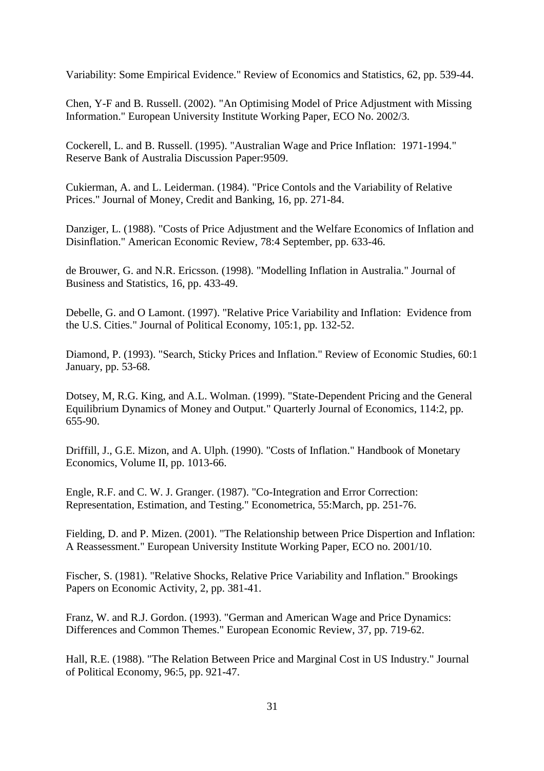Variability: Some Empirical Evidence." Review of Economics and Statistics, 62, pp. 539-44.

Chen, Y-F and B. Russell. (2002). "An Optimising Model of Price Adjustment with Missing Information." European University Institute Working Paper, ECO No. 2002/3.

Cockerell, L. and B. Russell. (1995). "Australian Wage and Price Inflation: 1971-1994." Reserve Bank of Australia Discussion Paper:9509.

Cukierman, A. and L. Leiderman. (1984). "Price Contols and the Variability of Relative Prices." Journal of Money, Credit and Banking, 16, pp. 271-84.

Danziger, L. (1988). "Costs of Price Adjustment and the Welfare Economics of Inflation and Disinflation." American Economic Review, 78:4 September, pp. 633-46.

de Brouwer, G. and N.R. Ericsson. (1998). "Modelling Inflation in Australia." Journal of Business and Statistics, 16, pp. 433-49.

Debelle, G. and O Lamont. (1997). "Relative Price Variability and Inflation: Evidence from the U.S. Cities." Journal of Political Economy, 105:1, pp. 132-52.

Diamond, P. (1993). "Search, Sticky Prices and Inflation." Review of Economic Studies, 60:1 January, pp. 53-68.

Dotsey, M, R.G. King, and A.L. Wolman. (1999). "State-Dependent Pricing and the General Equilibrium Dynamics of Money and Output." Quarterly Journal of Economics, 114:2, pp. 655-90.

Driffill, J., G.E. Mizon, and A. Ulph. (1990). "Costs of Inflation." Handbook of Monetary Economics, Volume II, pp. 1013-66.

Engle, R.F. and C. W. J. Granger. (1987). "Co-Integration and Error Correction: Representation, Estimation, and Testing." Econometrica, 55:March, pp. 251-76.

Fielding, D. and P. Mizen. (2001). "The Relationship between Price Dispertion and Inflation: A Reassessment." European University Institute Working Paper, ECO no. 2001/10.

Fischer, S. (1981). "Relative Shocks, Relative Price Variability and Inflation." Brookings Papers on Economic Activity, 2, pp. 381-41.

Franz, W. and R.J. Gordon. (1993). "German and American Wage and Price Dynamics: Differences and Common Themes." European Economic Review, 37, pp. 719-62.

Hall, R.E. (1988). "The Relation Between Price and Marginal Cost in US Industry." Journal of Political Economy, 96:5, pp. 921-47.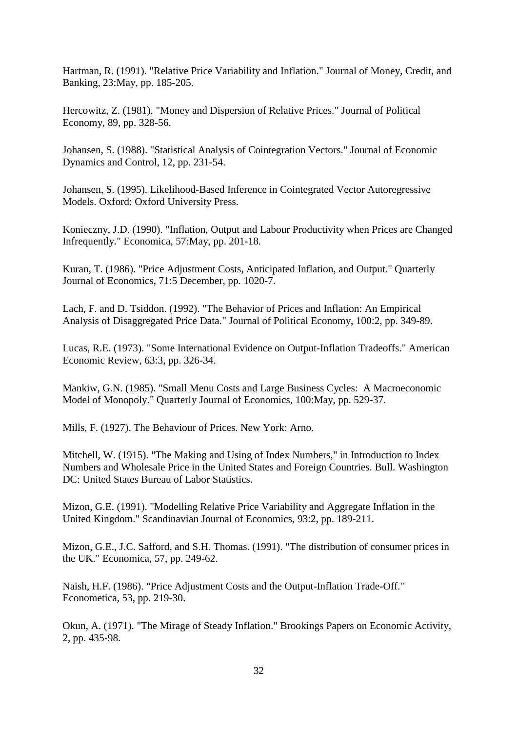Hartman, R. (1991). "Relative Price Variability and Inflation." Journal of Money, Credit, and Banking, 23:May, pp. 185-205.

Hercowitz, Z. (1981). "Money and Dispersion of Relative Prices." Journal of Political Economy, 89, pp. 328-56.

Johansen, S. (1988). "Statistical Analysis of Cointegration Vectors." Journal of Economic Dynamics and Control, 12, pp. 231-54.

Johansen, S. (1995). Likelihood-Based Inference in Cointegrated Vector Autoregressive Models. Oxford: Oxford University Press.

Konieczny, J.D. (1990). "Inflation, Output and Labour Productivity when Prices are Changed Infrequently." Economica, 57:May, pp. 201-18.

Kuran, T. (1986). "Price Adjustment Costs, Anticipated Inflation, and Output." Quarterly Journal of Economics, 71:5 December, pp. 1020-7.

Lach, F. and D. Tsiddon. (1992). "The Behavior of Prices and Inflation: An Empirical Analysis of Disaggregated Price Data." Journal of Political Economy, 100:2, pp. 349-89.

Lucas, R.E. (1973). "Some International Evidence on Output-Inflation Tradeoffs." American Economic Review, 63:3, pp. 326-34.

Mankiw, G.N. (1985). "Small Menu Costs and Large Business Cycles: A Macroeconomic Model of Monopoly." Quarterly Journal of Economics, 100:May, pp. 529-37.

Mills, F. (1927). The Behaviour of Prices. New York: Arno.

Mitchell, W. (1915). "The Making and Using of Index Numbers," in Introduction to Index Numbers and Wholesale Price in the United States and Foreign Countries. Bull. Washington DC: United States Bureau of Labor Statistics.

Mizon, G.E. (1991). "Modelling Relative Price Variability and Aggregate Inflation in the United Kingdom." Scandinavian Journal of Economics, 93:2, pp. 189-211.

Mizon, G.E., J.C. Safford, and S.H. Thomas. (1991). "The distribution of consumer prices in the UK." Economica, 57, pp. 249-62.

Naish, H.F. (1986). "Price Adjustment Costs and the Output-Inflation Trade-Off." Econometica, 53, pp. 219-30.

Okun, A. (1971). "The Mirage of Steady Inflation." Brookings Papers on Economic Activity, 2, pp. 435-98.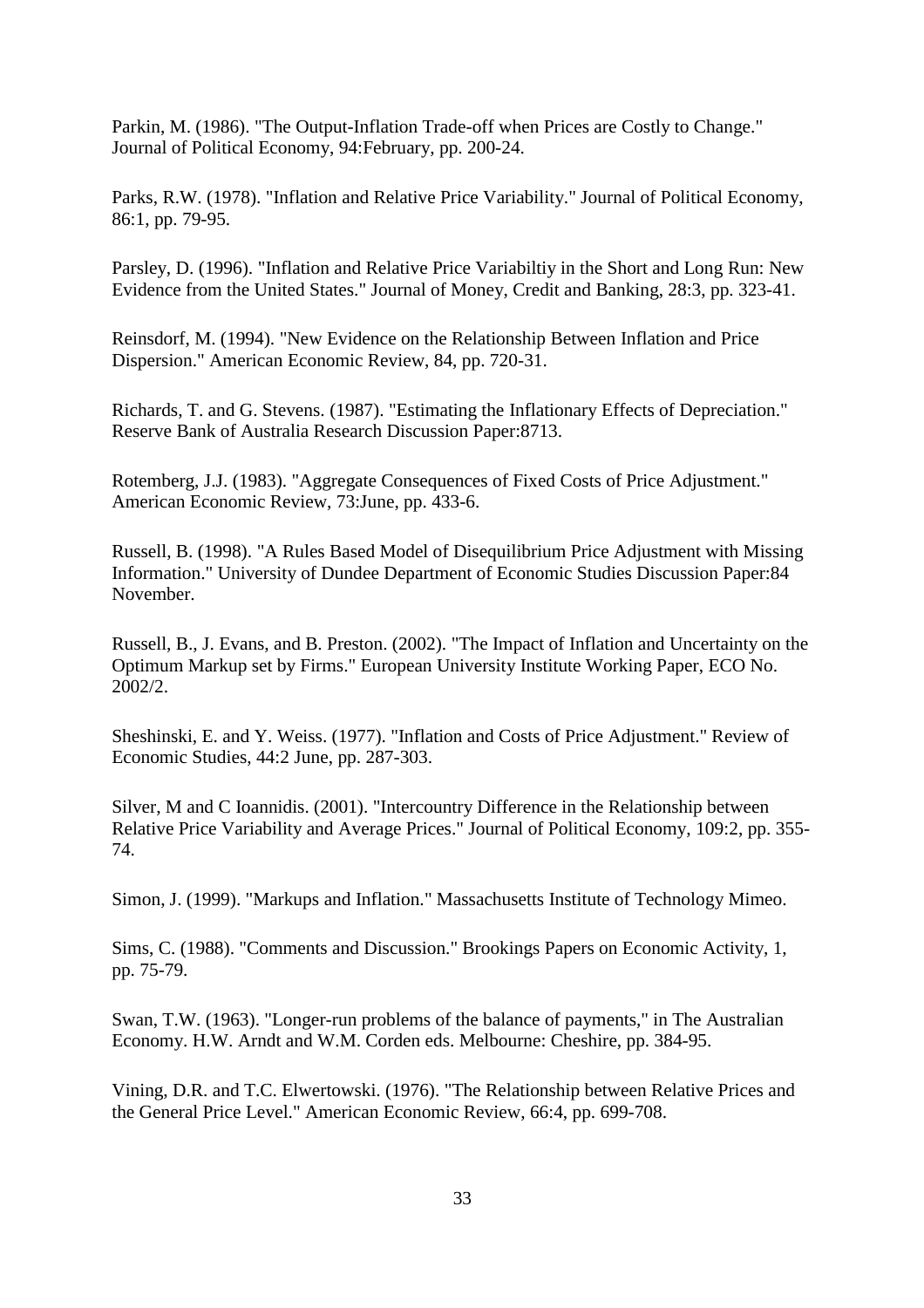Parkin, M. (1986). "The Output-Inflation Trade-off when Prices are Costly to Change." Journal of Political Economy, 94:February, pp. 200-24.

Parks, R.W. (1978). "Inflation and Relative Price Variability." Journal of Political Economy, 86:1, pp. 79-95.

Parsley, D. (1996). "Inflation and Relative Price Variabiltiy in the Short and Long Run: New Evidence from the United States." Journal of Money, Credit and Banking, 28:3, pp. 323-41.

Reinsdorf, M. (1994). "New Evidence on the Relationship Between Inflation and Price Dispersion." American Economic Review, 84, pp. 720-31.

Richards, T. and G. Stevens. (1987). "Estimating the Inflationary Effects of Depreciation." Reserve Bank of Australia Research Discussion Paper:8713.

Rotemberg, J.J. (1983). "Aggregate Consequences of Fixed Costs of Price Adjustment." American Economic Review, 73:June, pp. 433-6.

Russell, B. (1998). "A Rules Based Model of Disequilibrium Price Adjustment with Missing Information." University of Dundee Department of Economic Studies Discussion Paper:84 November.

Russell, B., J. Evans, and B. Preston. (2002). "The Impact of Inflation and Uncertainty on the Optimum Markup set by Firms." European University Institute Working Paper, ECO No. 2002/2.

Sheshinski, E. and Y. Weiss. (1977). "Inflation and Costs of Price Adjustment." Review of Economic Studies, 44:2 June, pp. 287-303.

Silver, M and C Ioannidis. (2001). "Intercountry Difference in the Relationship between Relative Price Variability and Average Prices." Journal of Political Economy, 109:2, pp. 355-74.

Simon, J. (1999). "Markups and Inflation." Massachusetts Institute of Technology Mimeo.

Sims, C. (1988). "Comments and Discussion." Brookings Papers on Economic Activity, 1, pp. 75-79.

Swan, T.W. (1963). "Longer-run problems of the balance of payments," in The Australian Economy. H.W. Arndt and W.M. Corden eds. Melbourne: Cheshire, pp. 384-95.

Vining, D.R. and T.C. Elwertowski. (1976). "The Relationship between Relative Prices and the General Price Level." American Economic Review, 66:4, pp. 699-708.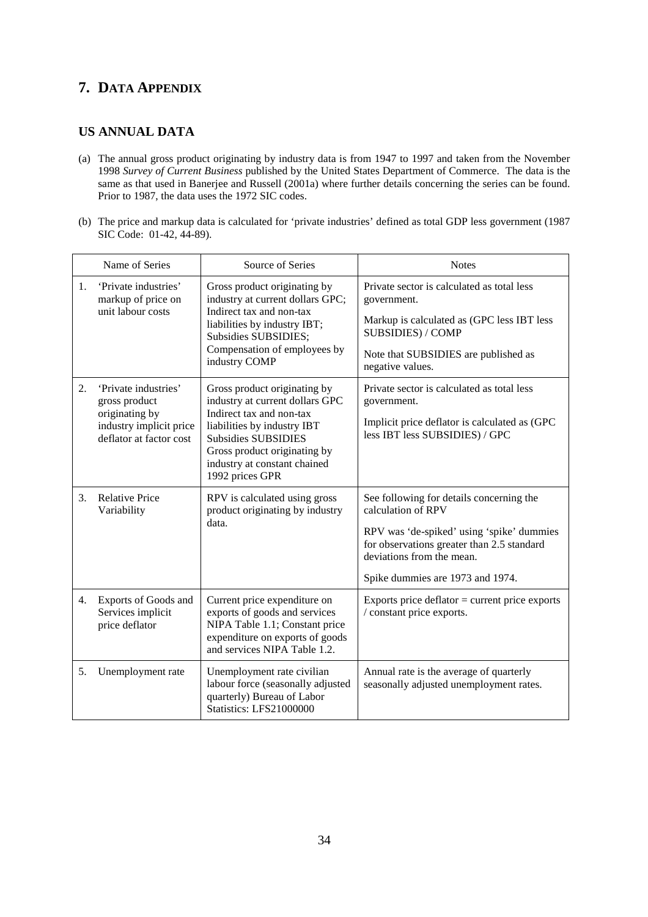## 7. DATA APPENDIX

### US ANNUAL DATA

(a) The annual gross product originating by industry data is from 1947 to 1997 and taken from the November 1998 *Survey of Current Business* published by the United States Department of Commerce. The data is the same as that used in Banerjee and Russell (2001a) where further details concerning the series can be found. Prior to 1987, the data uses the 1972 SIC codes.

(b) The price and markup data is calculated for 'private industries' defined as total GDP less government (1987 SIC Code: 01-42, 44-89).

| Name of Series | Source of Series | Notes |
|---|---|---|
| 1. 'Private industries' markup of price on unit labour costs | Gross product originating by industry at current dollars GPC; Indirect tax and non-tax liabilities by industry IBT; Subsidies SUBSIDIES; Compensation of employees by industry COMP | Private sector is calculated as total less government. Markup is calculated as (GPC less IBT less SUBSIDIES) / COMP Note that SUBSIDIES are published as negative values. |
| 2. 'Private industries' gross product originating by industry implicit price deflator at factor cost | Gross product originating by industry at current dollars GPC Indirect tax and non-tax liabilities by industry IBT Subsidies SUBSIDIES Gross product originating by industry at constant chained 1992 prices GPR | Private sector is calculated as total less government. Implicit price deflator is calculated as (GPC less IBT less SUBSIDIES) / GPC |
| 3. Relative Price Variability | RPV is calculated using gross product originating by industry data. | See following for details concerning the calculation of RPV RPV was 'de-spiked' using 'spike' dummies for observations greater than 2.5 standard deviations from the mean. Spike dummies are 1973 and 1974. |
| 4. Exports of Goods and Services implicit price deflator | Current price expenditure on exports of goods and services NIPA Table 1.1; Constant price expenditure on exports of goods and services NIPA Table 1.2. | Exports price deflator = current price exports / constant price exports. |
| 5. Unemployment rate | Unemployment rate civilian labour force (seasonally adjusted quarterly) Bureau of Labor Statistics: LFS21000000 | Annual rate is the average of quarterly seasonally adjusted unemployment rates. |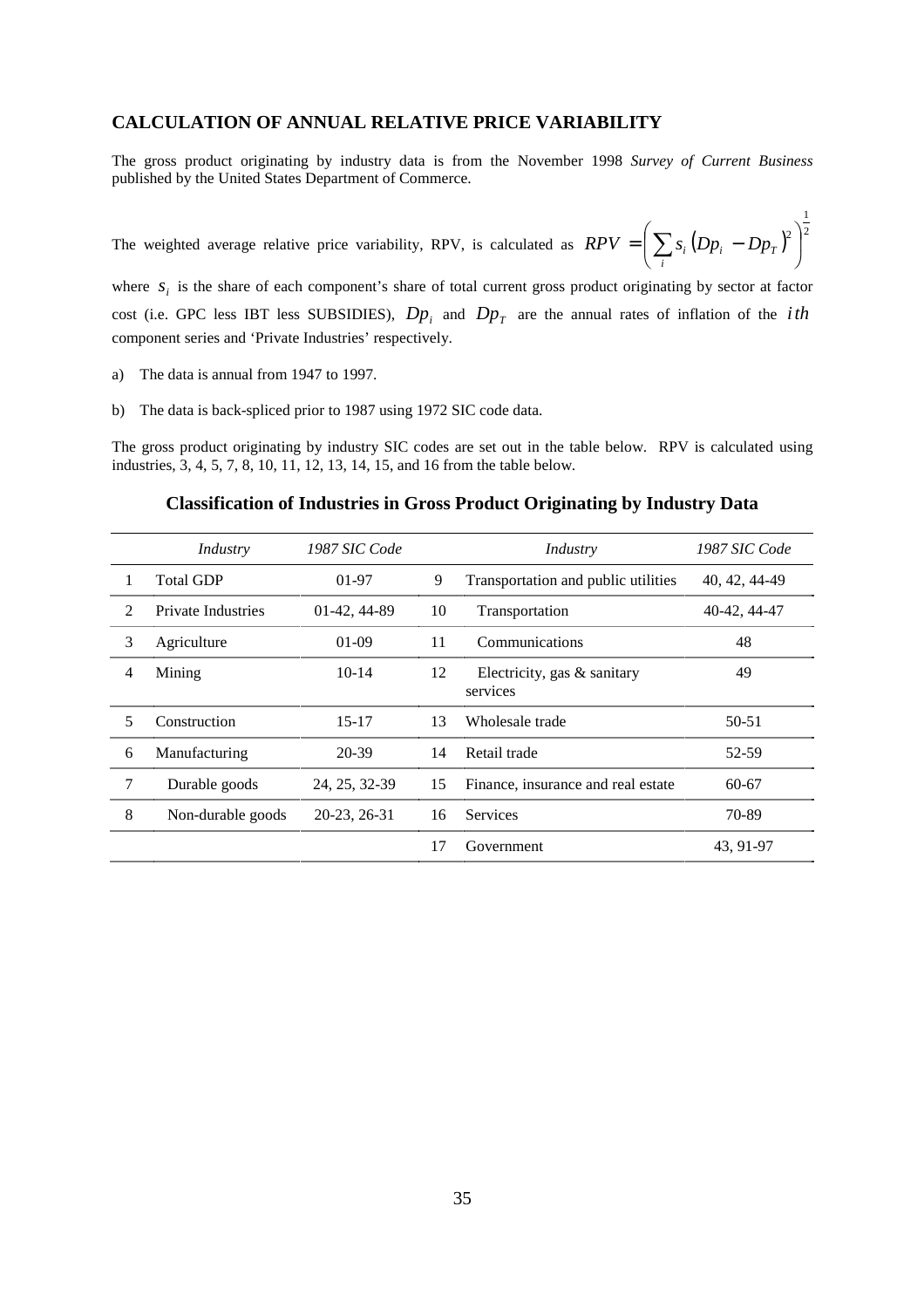## CALCULATION OF ANNUAL RELATIVE PRICE VARIABILITY

The gross product originating by industry data is from the November 1998 *Survey of Current Business* published by the United States Department of Commerce.

The weighted average relative price variability, RPV, is calculated as $RPV = \left( \sum_i s_i \left( Dp_i - Dp_T \right)^2 \right)^{\frac{1}{2}}$

where $s_i$ is the share of each component's share of total current gross product originating by sector at factor cost (i.e. GPC less IBT less SUBSIDIES), $Dp_i$ and $Dp_T$ are the annual rates of inflation of the $ith$ component series and 'Private Industries' respectively.

a) The data is annual from 1947 to 1997.

b) The data is back-spliced prior to 1987 using 1972 SIC code data.

The gross product originating by industry SIC codes are set out in the table below. RPV is calculated using industries, 3, 4, 5, 7, 8, 10, 11, 12, 13, 14, 15, and 16 from the table below.

### Classification of Industries in Gross Product Originating by Industry Data

| | *Industry* | *1987 SIC Code* | | *Industry* | *1987 SIC Code* |
|---|---|---|---|---|---|
| 1 | Total GDP | 01-97 | 9 | Transportation and public utilities | 40, 42, 44-49 |
| 2 | Private Industries | 01-42, 44-89 | 10 | Transportation | 40-42, 44-47 |
| 3 | Agriculture | 01-09 | 11 | Communications | 48 |
| 4 | Mining | 10-14 | 12 | Electricity, gas & sanitary services | 49 |
| 5 | Construction | 15-17 | 13 | Wholesale trade | 50-51 |
| 6 | Manufacturing | 20-39 | 14 | Retail trade | 52-59 |
| 7 | Durable goods | 24, 25, 32-39 | 15 | Finance, insurance and real estate | 60-67 |
| 8 | Non-durable goods | 20-23, 26-31 | 16 | Services | 70-89 |
| | | | 17 | Government | 43, 91-97 |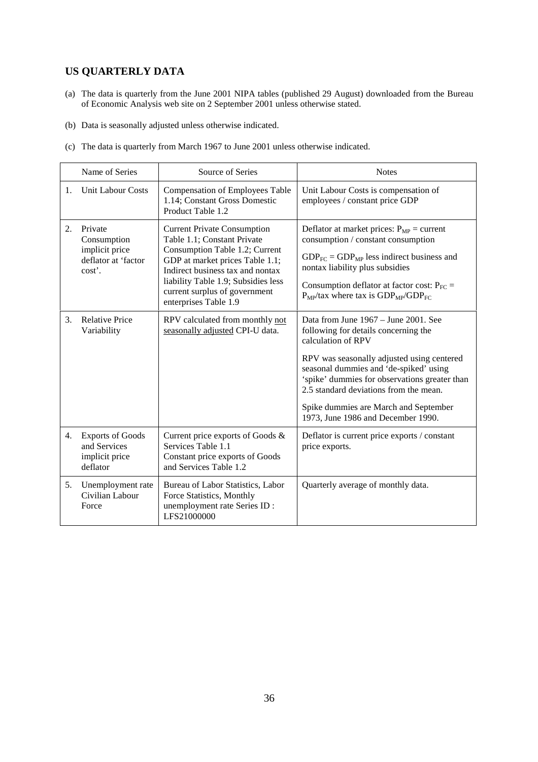## US QUARTERLY DATA

(a) The data is quarterly from the June 2001 NIPA tables (published 29 August) downloaded from the Bureau of Economic Analysis web site on 2 September 2001 unless otherwise stated.

(b) Data is seasonally adjusted unless otherwise indicated.

(c) The data is quarterly from March 1967 to June 2001 unless otherwise indicated.

| | Name of Series | Source of Series | Notes |
|---|---|---|---|
| 1. | Unit Labour Costs | Compensation of Employees Table 1.14; Constant Gross Domestic Product Table 1.2 | Unit Labour Costs is compensation of employees / constant price GDP |
| 2. | Private Consumption implicit price deflator at 'factor cost'. | Current Private Consumption Table 1.1; Constant Private Consumption Table 1.2; Current GDP at market prices Table 1.1; Indirect business tax and nontax liability Table 1.9; Subsidies less current surplus of government enterprises Table 1.9 | Deflator at market prices: $P_{MP}$ = current consumption / constant consumption<br><br>$GDP_{FC} = GDP_{MP}$ less indirect business and nontax liability plus subsidies<br><br>Consumption deflator at factor cost: $P_{FC} = P_{MP}$/tax where tax is $GDP_{MP}/GDP_{FC}$ |
| 3. | Relative Price Variability | RPV calculated from monthly not seasonally adjusted CPI-U data. | Data from June 1967 – June 2001. See following for details concerning the calculation of RPV<br><br>RPV was seasonally adjusted using centered seasonal dummies and 'de-spiked' using 'spike' dummies for observations greater than 2.5 standard deviations from the mean.<br><br>Spike dummies are March and September 1973, June 1986 and December 1990. |
| 4. | Exports of Goods and Services implicit price deflator | Current price exports of Goods & Services Table 1.1<br>Constant price exports of Goods and Services Table 1.2 | Deflator is current price exports / constant price exports. |
| 5. | Unemployment rate Civilian Labour Force | Bureau of Labor Statistics, Labor Force Statistics, Monthly unemployment rate Series ID : LFS21000000 | Quarterly average of monthly data. |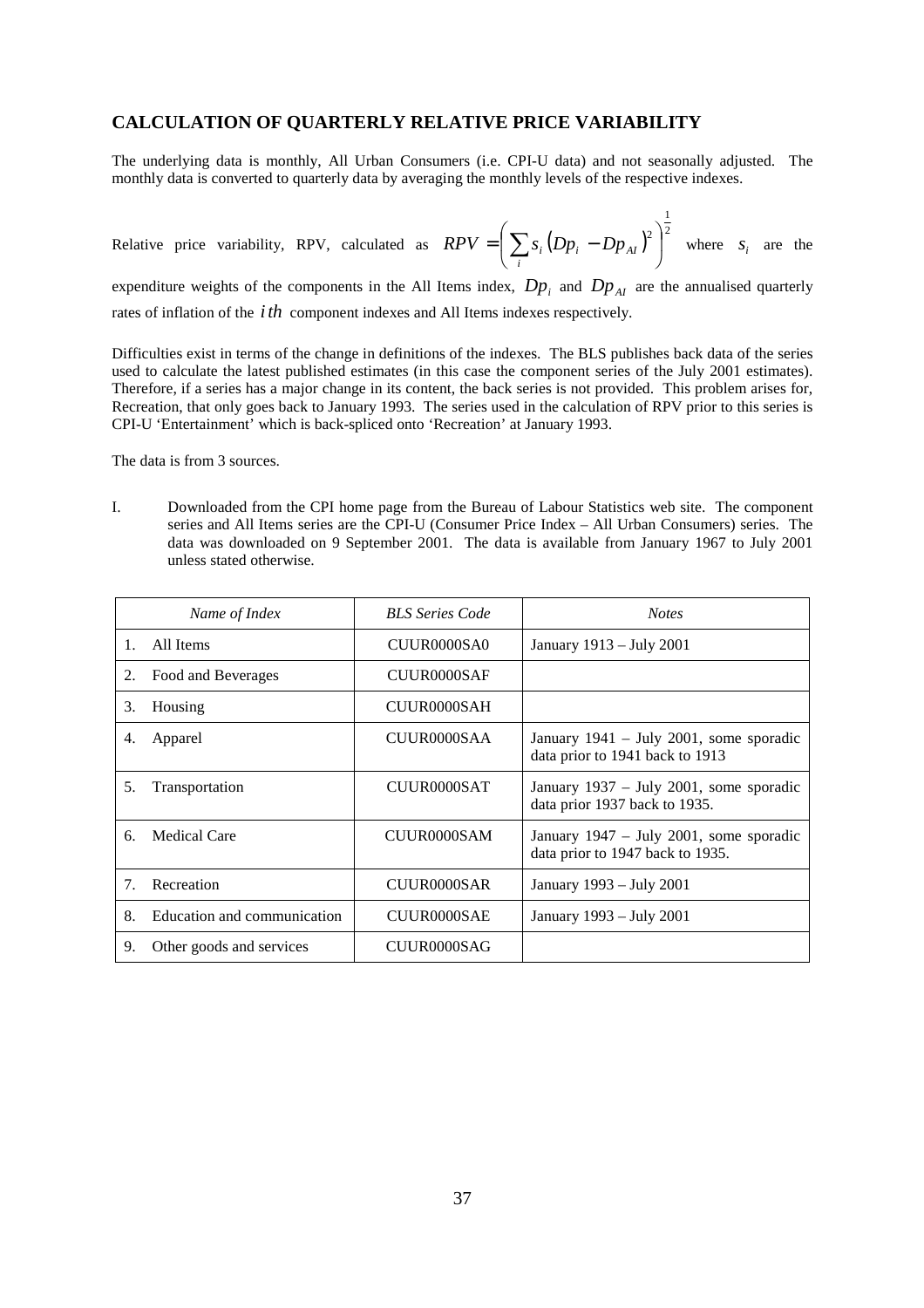## CALCULATION OF QUARTERLY RELATIVE PRICE VARIABILITY

The underlying data is monthly, All Urban Consumers (i.e. CPI-U data) and not seasonally adjusted. The monthly data is converted to quarterly data by averaging the monthly levels of the respective indexes.

Relative price variability, RPV, calculated as $RPV = \left( \sum_i s_i \left( Dp_i - Dp_{AI} \right)^2 \right)^{\frac{1}{2}}$ where $s_i$ are the expenditure weights of the components in the All Items index, $Dp_i$ and $Dp_{AI}$ are the annualised quarterly rates of inflation of the $ith$ component indexes and All Items indexes respectively.

Difficulties exist in terms of the change in definitions of the indexes. The BLS publishes back data of the series used to calculate the latest published estimates (in this case the component series of the July 2001 estimates). Therefore, if a series has a major change in its content, the back series is not provided. This problem arises for, Recreation, that only goes back to January 1993. The series used in the calculation of RPV prior to this series is CPI-U 'Entertainment' which is back-spliced onto 'Recreation' at January 1993.

The data is from 3 sources.

I. Downloaded from the CPI home page from the Bureau of Labour Statistics web site. The component series and All Items series are the CPI-U (Consumer Price Index – All Urban Consumers) series. The data was downloaded on 9 September 2001. The data is available from January 1967 to July 2001 unless stated otherwise.

| *Name of Index* | *BLS Series Code* | *Notes* |
|---|---|---|
| 1. All Items | CUUR0000SA0 | January 1913 – July 2001 |
| 2. Food and Beverages | CUUR0000SAF | |
| 3. Housing | CUUR0000SAH | |
| 4. Apparel | CUUR0000SAA | January 1941 – July 2001, some sporadic data prior to 1941 back to 1913 |
| 5. Transportation | CUUR0000SAT | January 1937 – July 2001, some sporadic data prior 1937 back to 1935. |
| 6. Medical Care | CUUR0000SAM | January 1947 – July 2001, some sporadic data prior to 1947 back to 1935. |
| 7. Recreation | CUUR0000SAR | January 1993 – July 2001 |
| 8. Education and communication | CUUR0000SAE | January 1993 – July 2001 |
| 9. Other goods and services | CUUR0000SAG | |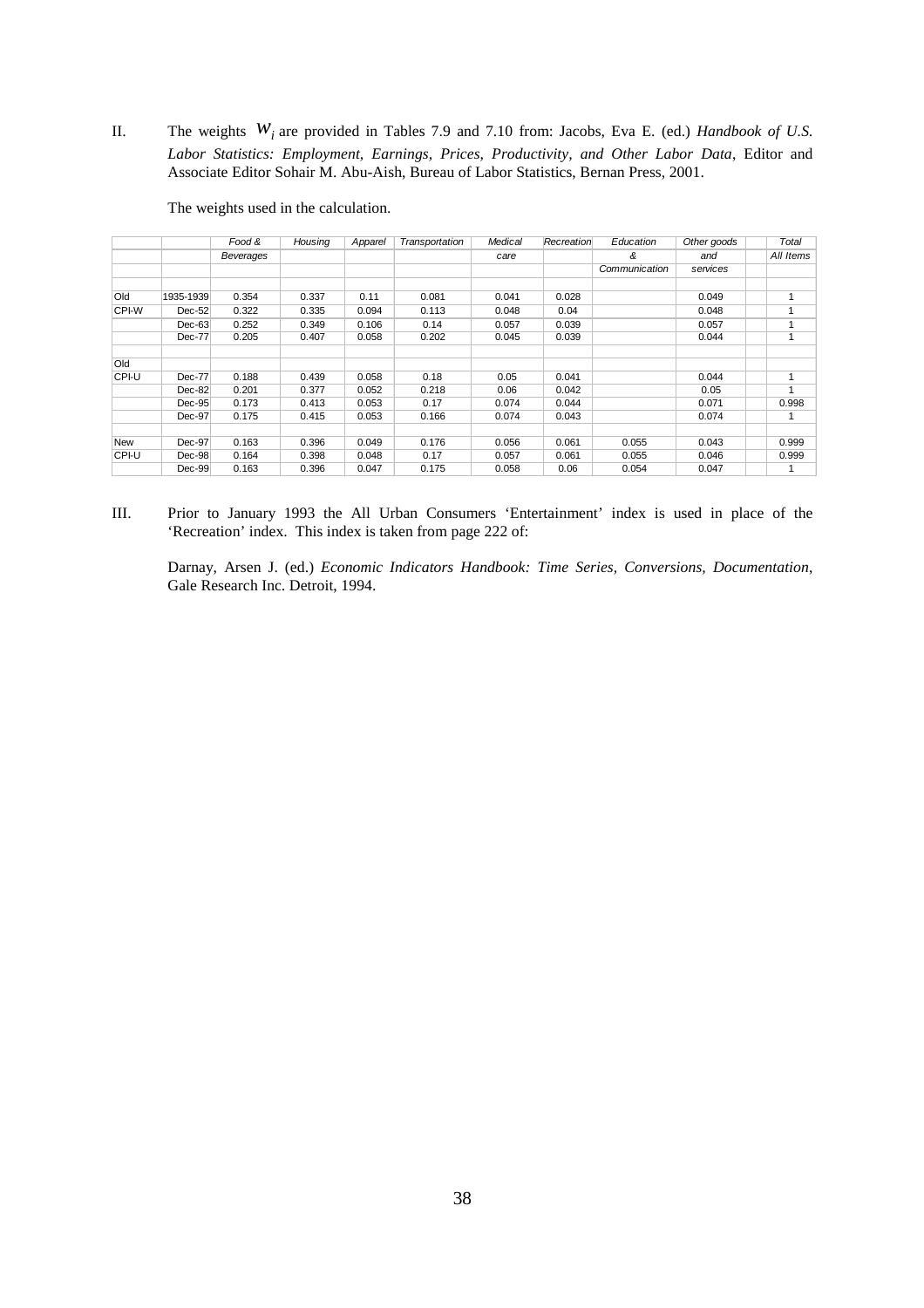II. The weights $w_i$ are provided in Tables 7.9 and 7.10 from: Jacobs, Eva E. (ed.) *Handbook of U.S. Labor Statistics: Employment, Earnings, Prices, Productivity, and Other Labor Data*, Editor and Associate Editor Sohair M. Abu-Aish, Bureau of Labor Statistics, Bernan Press, 2001.

The weights used in the calculation.

| | | *Food & Beverages* | *Housing* | *Apparel* | *Transportation* | *Medical care* | *Recreation* | *Education & Communication* | *Other goods and services* | *Total All Items* |
|---|---|---|---|---|---|---|---|---|---|---|
| Old | 1935-1939 | 0.354 | 0.337 | 0.11 | 0.081 | 0.041 | 0.028 | | 0.049 | 1 |
| CPI-W | Dec-52 | 0.322 | 0.335 | 0.094 | 0.113 | 0.048 | 0.04 | | 0.048 | 1 |
| | Dec-63 | 0.252 | 0.349 | 0.106 | 0.14 | 0.057 | 0.039 | | 0.057 | 1 |
| | Dec-77 | 0.205 | 0.407 | 0.058 | 0.202 | 0.045 | 0.039 | | 0.044 | 1 |
| Old | | | | | | | | | | |
| CPI-U | Dec-77 | 0.188 | 0.439 | 0.058 | 0.18 | 0.05 | 0.041 | | 0.044 | 1 |
| | Dec-82 | 0.201 | 0.377 | 0.052 | 0.218 | 0.06 | 0.042 | | 0.05 | 1 |
| | Dec-95 | 0.173 | 0.413 | 0.053 | 0.17 | 0.074 | 0.044 | | 0.071 | 0.998 |
| | Dec-97 | 0.175 | 0.415 | 0.053 | 0.166 | 0.074 | 0.043 | | 0.074 | 1 |
| New | Dec-97 | 0.163 | 0.396 | 0.049 | 0.176 | 0.056 | 0.061 | 0.055 | 0.043 | 0.999 |
| CPI-U | Dec-98 | 0.164 | 0.398 | 0.048 | 0.17 | 0.057 | 0.061 | 0.055 | 0.046 | 0.999 |
| | Dec-99 | 0.163 | 0.396 | 0.047 | 0.175 | 0.058 | 0.06 | 0.054 | 0.047 | 1 |

III. Prior to January 1993 the All Urban Consumers 'Entertainment' index is used in place of the 'Recreation' index. This index is taken from page 222 of:

Darnay, Arsen J. (ed.) *Economic Indicators Handbook: Time Series, Conversions, Documentation*, Gale Research Inc. Detroit, 1994.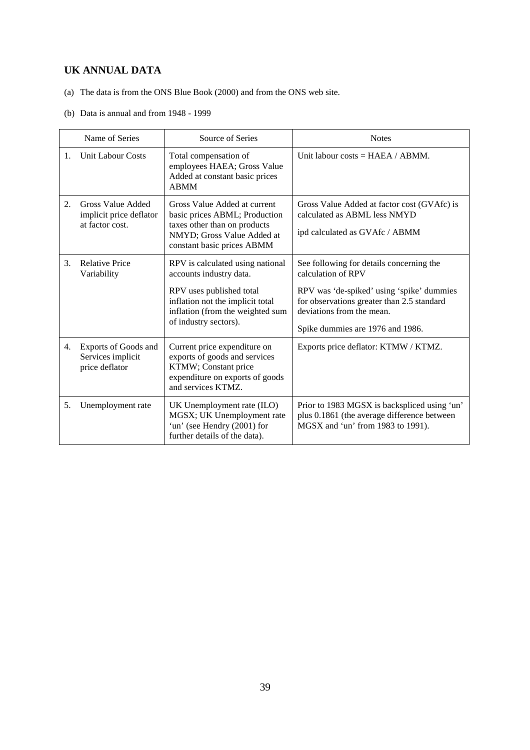## UK ANNUAL DATA

(a) The data is from the ONS Blue Book (2000) and from the ONS web site.

(b) Data is annual and from 1948 - 1999

| Name of Series | Source of Series | Notes |
|---|---|---|
| 1. Unit Labour Costs | Total compensation of employees HAEA; Gross Value Added at constant basic prices ABMM | Unit labour costs = HAEA / ABMM. |
| 2. Gross Value Added implicit price deflator at factor cost. | Gross Value Added at current basic prices ABML; Production taxes other than on products NMYD; Gross Value Added at constant basic prices ABMM | Gross Value Added at factor cost (GVAfc) is calculated as ABML less NMYD<br><br>ipd calculated as GVAfc / ABMM |
| 3. Relative Price Variability | RPV is calculated using national accounts industry data.<br><br>RPV uses published total inflation not the implicit total inflation (from the weighted sum of industry sectors). | See following for details concerning the calculation of RPV<br><br>RPV was 'de-spiked' using 'spike' dummies for observations greater than 2.5 standard deviations from the mean.<br><br>Spike dummies are 1976 and 1986. |
| 4. Exports of Goods and Services implicit price deflator | Current price expenditure on exports of goods and services KTMW; Constant price expenditure on exports of goods and services KTMZ. | Exports price deflator: KTMW / KTMZ. |
| 5. Unemployment rate | UK Unemployment rate (ILO) MGSX; UK Unemployment rate 'un' (see Hendry (2001) for further details of the data). | Prior to 1983 MGSX is backspliced using 'un' plus 0.1861 (the average difference between MGSX and 'un' from 1983 to 1991). |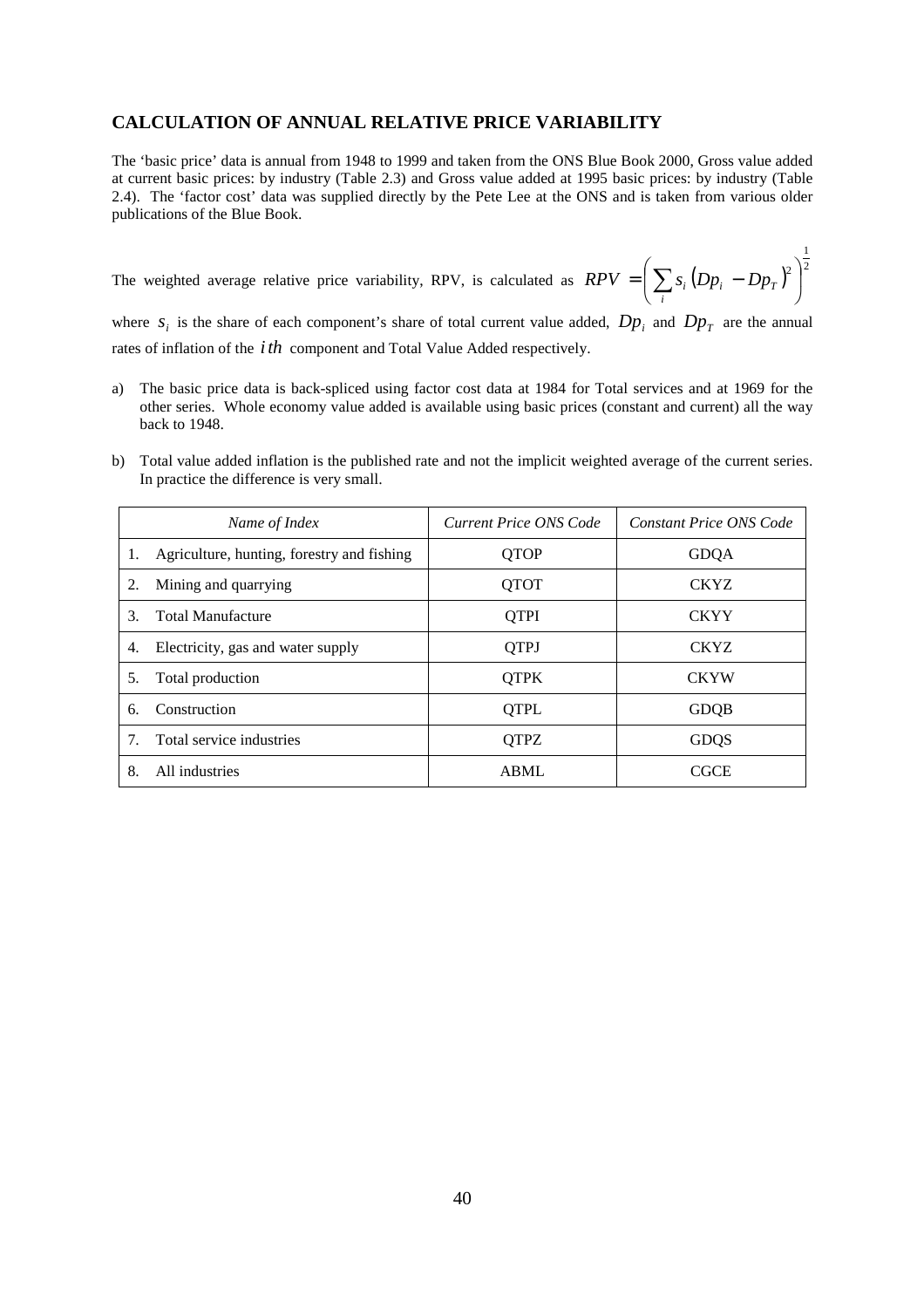## CALCULATION OF ANNUAL RELATIVE PRICE VARIABILITY

The 'basic price' data is annual from 1948 to 1999 and taken from the ONS Blue Book 2000, Gross value added at current basic prices: by industry (Table 2.3) and Gross value added at 1995 basic prices: by industry (Table 2.4). The 'factor cost' data was supplied directly by the Pete Lee at the ONS and is taken from various older publications of the Blue Book.

The weighted average relative price variability, RPV, is calculated as $RPV = \left( \sum_i s_i \left( Dp_i - Dp_T \right)^2 \right)^{\frac{1}{2}}$

where $s_i$ is the share of each component's share of total current value added, $Dp_i$ and $Dp_T$ are the annual rates of inflation of the $ith$ component and Total Value Added respectively.

a) The basic price data is back-spliced using factor cost data at 1984 for Total services and at 1969 for the other series. Whole economy value added is available using basic prices (constant and current) all the way back to 1948.

b) Total value added inflation is the published rate and not the implicit weighted average of the current series. In practice the difference is very small.

| *Name of Index* | *Current Price ONS Code* | *Constant Price ONS Code* |
|---|---|---|
| 1. Agriculture, hunting, forestry and fishing | QTOP | GDQA |
| 2. Mining and quarrying | QTOT | CKYZ |
| 3. Total Manufacture | QTPI | CKYY |
| 4. Electricity, gas and water supply | QTPJ | CKYZ |
| 5. Total production | QTPK | CKYW |
| 6. Construction | QTPL | GDQB |
| 7. Total service industries | QTPZ | GDQS |
| 8. All industries | ABML | CGCE |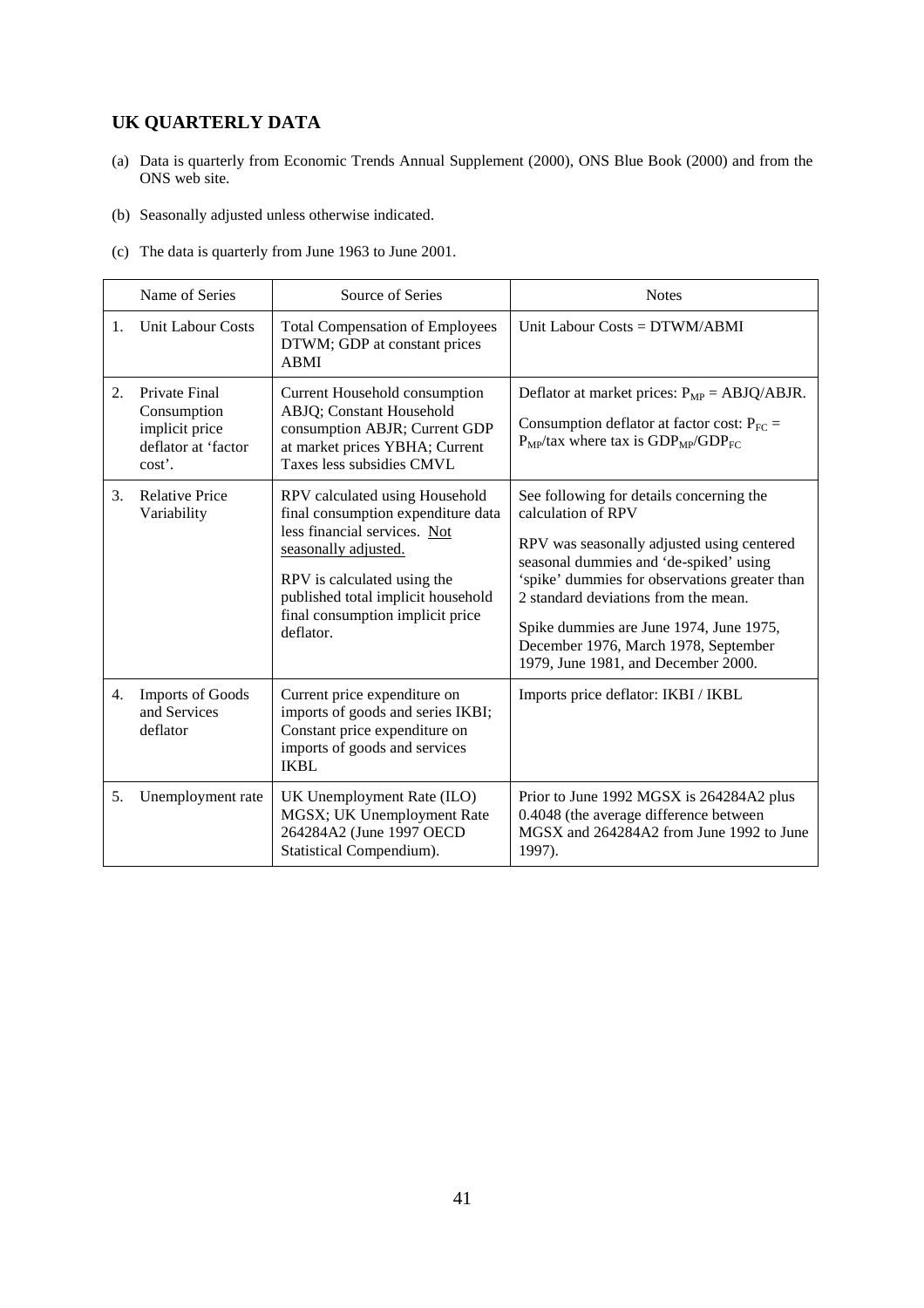## UK QUARTERLY DATA

(a) Data is quarterly from Economic Trends Annual Supplement (2000), ONS Blue Book (2000) and from the ONS web site.

(b) Seasonally adjusted unless otherwise indicated.

(c) The data is quarterly from June 1963 to June 2001.

| | Name of Series | Source of Series | Notes |
|---|---|---|---|
| 1. | Unit Labour Costs | Total Compensation of Employees DTWM; GDP at constant prices ABMI | Unit Labour Costs = DTWM/ABMI |
| 2. | Private Final Consumption implicit price deflator at 'factor cost'. | Current Household consumption ABJQ; Constant Household consumption ABJR; Current GDP at market prices YBHA; Current Taxes less subsidies CMVL | Deflator at market prices: $P_{MP}$ = ABJQ/ABJR. <br><br> Consumption deflator at factor cost: $P_{FC} = P_{MP}$/tax where tax is $GDP_{MP}/GDP_{FC}$ |
| 3. | Relative Price Variability | RPV calculated using Household final consumption expenditure data less financial services. Not seasonally adjusted. <br><br> RPV is calculated using the published total implicit household final consumption implicit price deflator. | See following for details concerning the calculation of RPV <br><br> RPV was seasonally adjusted using centered seasonal dummies and 'de-spiked' using 'spike' dummies for observations greater than 2 standard deviations from the mean. <br><br> Spike dummies are June 1974, June 1975, December 1976, March 1978, September 1979, June 1981, and December 2000. |
| 4. | Imports of Goods and Services deflator | Current price expenditure on imports of goods and series IKBI; Constant price expenditure on imports of goods and services IKBL | Imports price deflator: IKBI / IKBL |
| 5. | Unemployment rate | UK Unemployment Rate (ILO) MGSX; UK Unemployment Rate 264284A2 (June 1997 OECD Statistical Compendium). | Prior to June 1992 MGSX is 264284A2 plus 0.4048 (the average difference between MGSX and 264284A2 from June 1992 to June 1997). |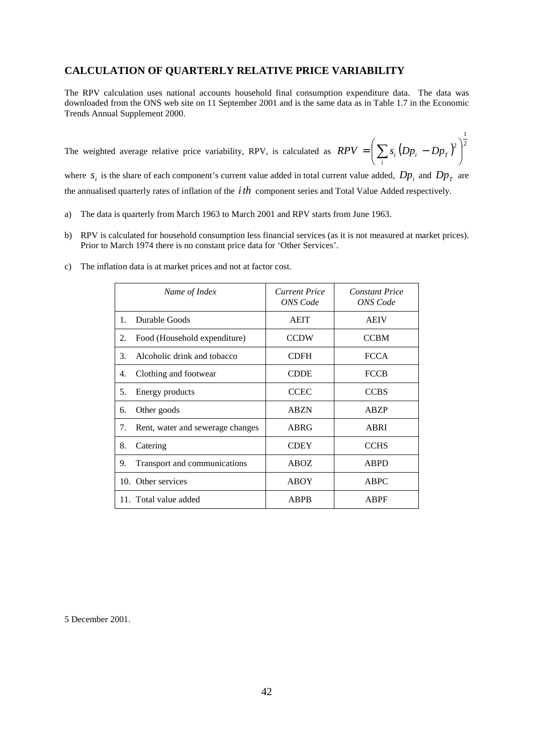## CALCULATION OF QUARTERLY RELATIVE PRICE VARIABILITY

The RPV calculation uses national accounts household final consumption expenditure data. The data was downloaded from the ONS web site on 11 September 2001 and is the same data as in Table 1.7 in the Economic Trends Annual Supplement 2000.

The weighted average relative price variability, RPV, is calculated as $RPV = \left( \sum_i s_i \left( Dp_i - Dp_T \right)^2 \right)^{\frac{1}{2}}$

where $s_i$ is the share of each component's current value added in total current value added, $Dp_i$ and $Dp_T$ are the annualised quarterly rates of inflation of the $ith$ component series and Total Value Added respectively.

a) The data is quarterly from March 1963 to March 2001 and RPV starts from June 1963.

b) RPV is calculated for household consumption less financial services (as it is not measured at market prices). Prior to March 1974 there is no constant price data for 'Other Services'.

c) The inflation data is at market prices and not at factor cost.

| *Name of Index* | *Current Price ONS Code* | *Constant Price ONS Code* |
|---|---|---|
| 1. Durable Goods | AEIT | AEIV |
| 2. Food (Household expenditure) | CCDW | CCBM |
| 3. Alcoholic drink and tobacco | CDFH | FCCA |
| 4. Clothing and footwear | CDDE | FCCB |
| 5. Energy products | CCEC | CCBS |
| 6. Other goods | ABZN | ABZP |
| 7. Rent, water and sewerage changes | ABRG | ABRI |
| 8. Catering | CDEY | CCHS |
| 9. Transport and communications | ABOZ | ABPD |
| 10. Other services | ABOY | ABPC |
| 11. Total value added | ABPB | ABPF |

5 December 2001.